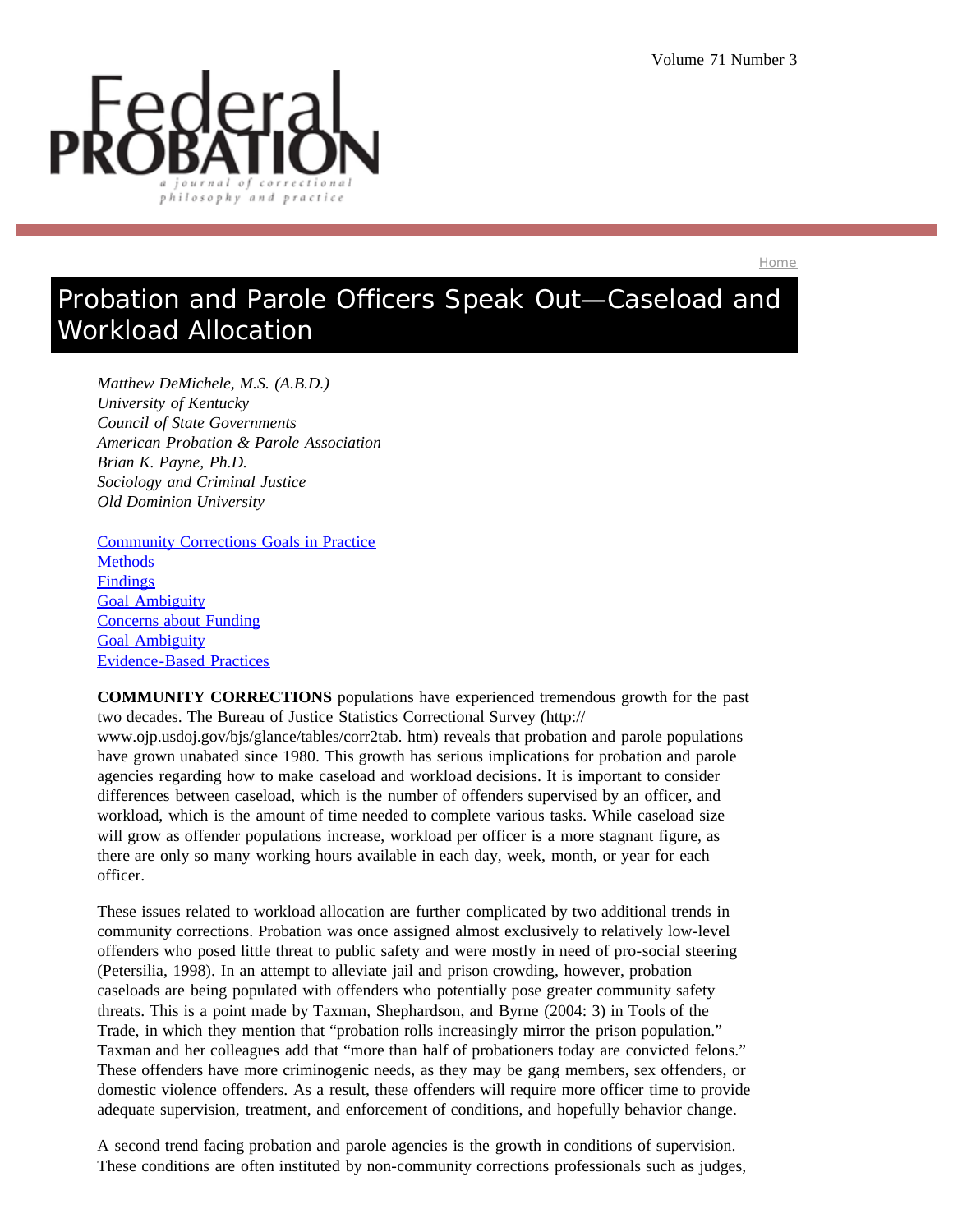# Probation and Parole Officers Speak Out—Caseload and Workload Allocation

*Matthew DeMichele, M.S. (A.B.D.)*
*University of Kentucky*
*Council of State Governments*
*American Probation & Parole Association*
*Brian K. Payne, Ph.D.*
*Sociology and Criminal Justice*
*Old Dominion University*

- Community Corrections Goals in Practice
- Methods
- Findings
- Goal Ambiguity
- Concerns about Funding
- Goal Ambiguity
- Evidence-Based Practices

**COMMUNITY CORRECTIONS** populations have experienced tremendous growth for the past two decades. The Bureau of Justice Statistics Correctional Survey (http://www.ojp.usdoj.gov/bjs/glance/tables/corr2tab.htm) reveals that probation and parole populations have grown unabated since 1980. This growth has serious implications for probation and parole agencies regarding how to make caseload and workload decisions. It is important to consider differences between caseload, which is the number of offenders supervised by an officer, and workload, which is the amount of time needed to complete various tasks. While caseload size will grow as offender populations increase, workload per officer is a more stagnant figure, as there are only so many working hours available in each day, week, month, or year for each officer.

These issues related to workload allocation are further complicated by two additional trends in community corrections. Probation was once assigned almost exclusively to relatively low-level offenders who posed little threat to public safety and were mostly in need of pro-social steering (Petersilia, 1998). In an attempt to alleviate jail and prison crowding, however, probation caseloads are being populated with offenders who potentially pose greater community safety threats. This is a point made by Taxman, Shephardson, and Byrne (2004: 3) in Tools of the Trade, in which they mention that "probation rolls increasingly mirror the prison population." Taxman and her colleagues add that "more than half of probationers today are convicted felons." These offenders have more criminogenic needs, as they may be gang members, sex offenders, or domestic violence offenders. As a result, these offenders will require more officer time to provide adequate supervision, treatment, and enforcement of conditions, and hopefully behavior change.

A second trend facing probation and parole agencies is the growth in conditions of supervision. These conditions are often instituted by non-community corrections professionals such as judges,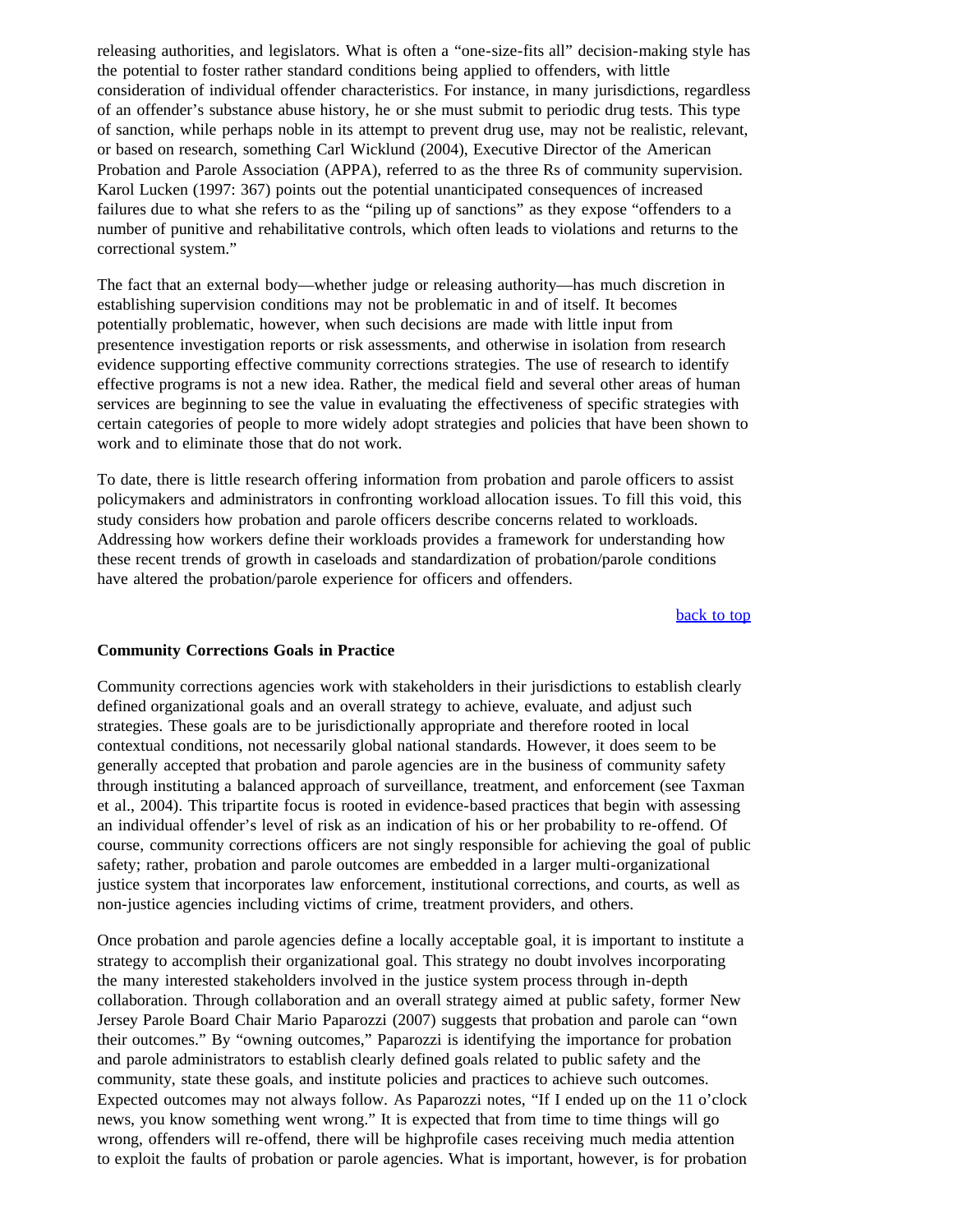releasing authorities, and legislators. What is often a "one-size-fits all" decision-making style has the potential to foster rather standard conditions being applied to offenders, with little consideration of individual offender characteristics. For instance, in many jurisdictions, regardless of an offender's substance abuse history, he or she must submit to periodic drug tests. This type of sanction, while perhaps noble in its attempt to prevent drug use, may not be realistic, relevant, or based on research, something Carl Wicklund (2004), Executive Director of the American Probation and Parole Association (APPA), referred to as the three Rs of community supervision. Karol Lucken (1997: 367) points out the potential unanticipated consequences of increased failures due to what she refers to as the "piling up of sanctions" as they expose "offenders to a number of punitive and rehabilitative controls, which often leads to violations and returns to the correctional system."

The fact that an external body—whether judge or releasing authority—has much discretion in establishing supervision conditions may not be problematic in and of itself. It becomes potentially problematic, however, when such decisions are made with little input from presentence investigation reports or risk assessments, and otherwise in isolation from research evidence supporting effective community corrections strategies. The use of research to identify effective programs is not a new idea. Rather, the medical field and several other areas of human services are beginning to see the value in evaluating the effectiveness of specific strategies with certain categories of people to more widely adopt strategies and policies that have been shown to work and to eliminate those that do not work.

To date, there is little research offering information from probation and parole officers to assist policymakers and administrators in confronting workload allocation issues. To fill this void, this study considers how probation and parole officers describe concerns related to workloads. Addressing how workers define their workloads provides a framework for understanding how these recent trends of growth in caseloads and standardization of probation/parole conditions have altered the probation/parole experience for officers and offenders.

back to top

**Community Corrections Goals in Practice**

Community corrections agencies work with stakeholders in their jurisdictions to establish clearly defined organizational goals and an overall strategy to achieve, evaluate, and adjust such strategies. These goals are to be jurisdictionally appropriate and therefore rooted in local contextual conditions, not necessarily global national standards. However, it does seem to be generally accepted that probation and parole agencies are in the business of community safety through instituting a balanced approach of surveillance, treatment, and enforcement (see Taxman et al., 2004). This tripartite focus is rooted in evidence-based practices that begin with assessing an individual offender's level of risk as an indication of his or her probability to re-offend. Of course, community corrections officers are not singly responsible for achieving the goal of public safety; rather, probation and parole outcomes are embedded in a larger multi-organizational justice system that incorporates law enforcement, institutional corrections, and courts, as well as non-justice agencies including victims of crime, treatment providers, and others.

Once probation and parole agencies define a locally acceptable goal, it is important to institute a strategy to accomplish their organizational goal. This strategy no doubt involves incorporating the many interested stakeholders involved in the justice system process through in-depth collaboration. Through collaboration and an overall strategy aimed at public safety, former New Jersey Parole Board Chair Mario Paparozzi (2007) suggests that probation and parole can "own their outcomes." By "owning outcomes," Paparozzi is identifying the importance for probation and parole administrators to establish clearly defined goals related to public safety and the community, state these goals, and institute policies and practices to achieve such outcomes. Expected outcomes may not always follow. As Paparozzi notes, "If I ended up on the 11 o'clock news, you know something went wrong." It is expected that from time to time things will go wrong, offenders will re-offend, there will be highprofile cases receiving much media attention to exploit the faults of probation or parole agencies. What is important, however, is for probation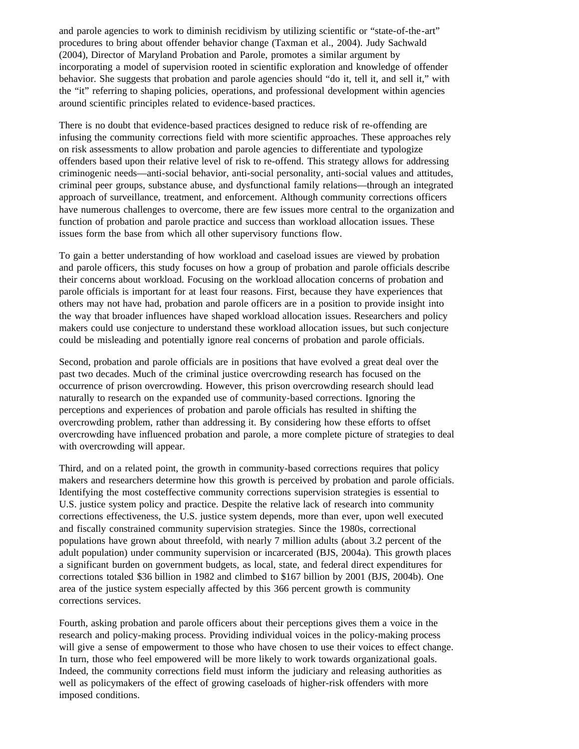and parole agencies to work to diminish recidivism by utilizing scientific or "state-of-the-art" procedures to bring about offender behavior change (Taxman et al., 2004). Judy Sachwald (2004), Director of Maryland Probation and Parole, promotes a similar argument by incorporating a model of supervision rooted in scientific exploration and knowledge of offender behavior. She suggests that probation and parole agencies should "do it, tell it, and sell it," with the "it" referring to shaping policies, operations, and professional development within agencies around scientific principles related to evidence-based practices.

There is no doubt that evidence-based practices designed to reduce risk of re-offending are infusing the community corrections field with more scientific approaches. These approaches rely on risk assessments to allow probation and parole agencies to differentiate and typologize offenders based upon their relative level of risk to re-offend. This strategy allows for addressing criminogenic needs—anti-social behavior, anti-social personality, anti-social values and attitudes, criminal peer groups, substance abuse, and dysfunctional family relations—through an integrated approach of surveillance, treatment, and enforcement. Although community corrections officers have numerous challenges to overcome, there are few issues more central to the organization and function of probation and parole practice and success than workload allocation issues. These issues form the base from which all other supervisory functions flow.

To gain a better understanding of how workload and caseload issues are viewed by probation and parole officers, this study focuses on how a group of probation and parole officials describe their concerns about workload. Focusing on the workload allocation concerns of probation and parole officials is important for at least four reasons. First, because they have experiences that others may not have had, probation and parole officers are in a position to provide insight into the way that broader influences have shaped workload allocation issues. Researchers and policy makers could use conjecture to understand these workload allocation issues, but such conjecture could be misleading and potentially ignore real concerns of probation and parole officials.

Second, probation and parole officials are in positions that have evolved a great deal over the past two decades. Much of the criminal justice overcrowding research has focused on the occurrence of prison overcrowding. However, this prison overcrowding research should lead naturally to research on the expanded use of community-based corrections. Ignoring the perceptions and experiences of probation and parole officials has resulted in shifting the overcrowding problem, rather than addressing it. By considering how these efforts to offset overcrowding have influenced probation and parole, a more complete picture of strategies to deal with overcrowding will appear.

Third, and on a related point, the growth in community-based corrections requires that policy makers and researchers determine how this growth is perceived by probation and parole officials. Identifying the most costeffective community corrections supervision strategies is essential to U.S. justice system policy and practice. Despite the relative lack of research into community corrections effectiveness, the U.S. justice system depends, more than ever, upon well executed and fiscally constrained community supervision strategies. Since the 1980s, correctional populations have grown about threefold, with nearly 7 million adults (about 3.2 percent of the adult population) under community supervision or incarcerated (BJS, 2004a). This growth places a significant burden on government budgets, as local, state, and federal direct expenditures for corrections totaled $36 billion in 1982 and climbed to $167 billion by 2001 (BJS, 2004b). One area of the justice system especially affected by this 366 percent growth is community corrections services.

Fourth, asking probation and parole officers about their perceptions gives them a voice in the research and policy-making process. Providing individual voices in the policy-making process will give a sense of empowerment to those who have chosen to use their voices to effect change. In turn, those who feel empowered will be more likely to work towards organizational goals. Indeed, the community corrections field must inform the judiciary and releasing authorities as well as policymakers of the effect of growing caseloads of higher-risk offenders with more imposed conditions.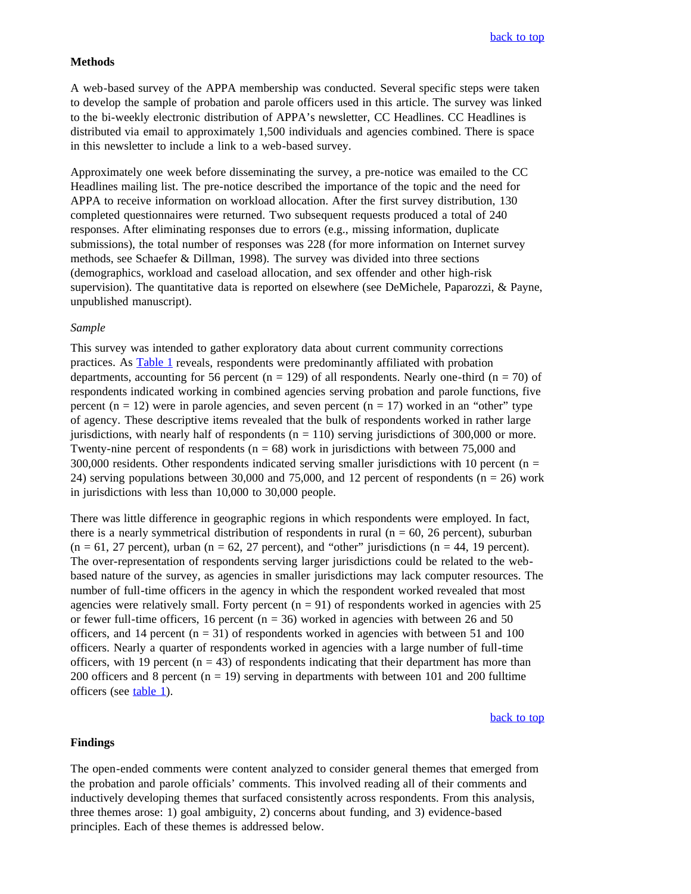[back to top](#)

**Methods**

A web-based survey of the APPA membership was conducted. Several specific steps were taken to develop the sample of probation and parole officers used in this article. The survey was linked to the bi-weekly electronic distribution of APPA's newsletter, CC Headlines. CC Headlines is distributed via email to approximately 1,500 individuals and agencies combined. There is space in this newsletter to include a link to a web-based survey.

Approximately one week before disseminating the survey, a pre-notice was emailed to the CC Headlines mailing list. The pre-notice described the importance of the topic and the need for APPA to receive information on workload allocation. After the first survey distribution, 130 completed questionnaires were returned. Two subsequent requests produced a total of 240 responses. After eliminating responses due to errors (e.g., missing information, duplicate submissions), the total number of responses was 228 (for more information on Internet survey methods, see Schaefer & Dillman, 1998). The survey was divided into three sections (demographics, workload and caseload allocation, and sex offender and other high-risk supervision). The quantitative data is reported on elsewhere (see DeMichele, Paparozzi, & Payne, unpublished manuscript).

*Sample*

This survey was intended to gather exploratory data about current community corrections practices. As [Table 1](#) reveals, respondents were predominantly affiliated with probation departments, accounting for 56 percent (n = 129) of all respondents. Nearly one-third (n = 70) of respondents indicated working in combined agencies serving probation and parole functions, five percent (n = 12) were in parole agencies, and seven percent (n = 17) worked in an "other" type of agency. These descriptive items revealed that the bulk of respondents worked in rather large jurisdictions, with nearly half of respondents (n = 110) serving jurisdictions of 300,000 or more. Twenty-nine percent of respondents (n = 68) work in jurisdictions with between 75,000 and 300,000 residents. Other respondents indicated serving smaller jurisdictions with 10 percent (n = 24) serving populations between 30,000 and 75,000, and 12 percent of respondents (n = 26) work in jurisdictions with less than 10,000 to 30,000 people.

There was little difference in geographic regions in which respondents were employed. In fact, there is a nearly symmetrical distribution of respondents in rural (n = 60, 26 percent), suburban (n = 61, 27 percent), urban (n = 62, 27 percent), and "other" jurisdictions (n = 44, 19 percent). The over-representation of respondents serving larger jurisdictions could be related to the web-based nature of the survey, as agencies in smaller jurisdictions may lack computer resources. The number of full-time officers in the agency in which the respondent worked revealed that most agencies were relatively small. Forty percent (n = 91) of respondents worked in agencies with 25 or fewer full-time officers, 16 percent (n = 36) worked in agencies with between 26 and 50 officers, and 14 percent (n = 31) of respondents worked in agencies with between 51 and 100 officers. Nearly a quarter of respondents worked in agencies with a large number of full-time officers, with 19 percent (n = 43) of respondents indicating that their department has more than 200 officers and 8 percent (n = 19) serving in departments with between 101 and 200 fulltime officers (see [table 1](#)).

[back to top](#)

**Findings**

The open-ended comments were content analyzed to consider general themes that emerged from the probation and parole officials' comments. This involved reading all of their comments and inductively developing themes that surfaced consistently across respondents. From this analysis, three themes arose: 1) goal ambiguity, 2) concerns about funding, and 3) evidence-based principles. Each of these themes is addressed below.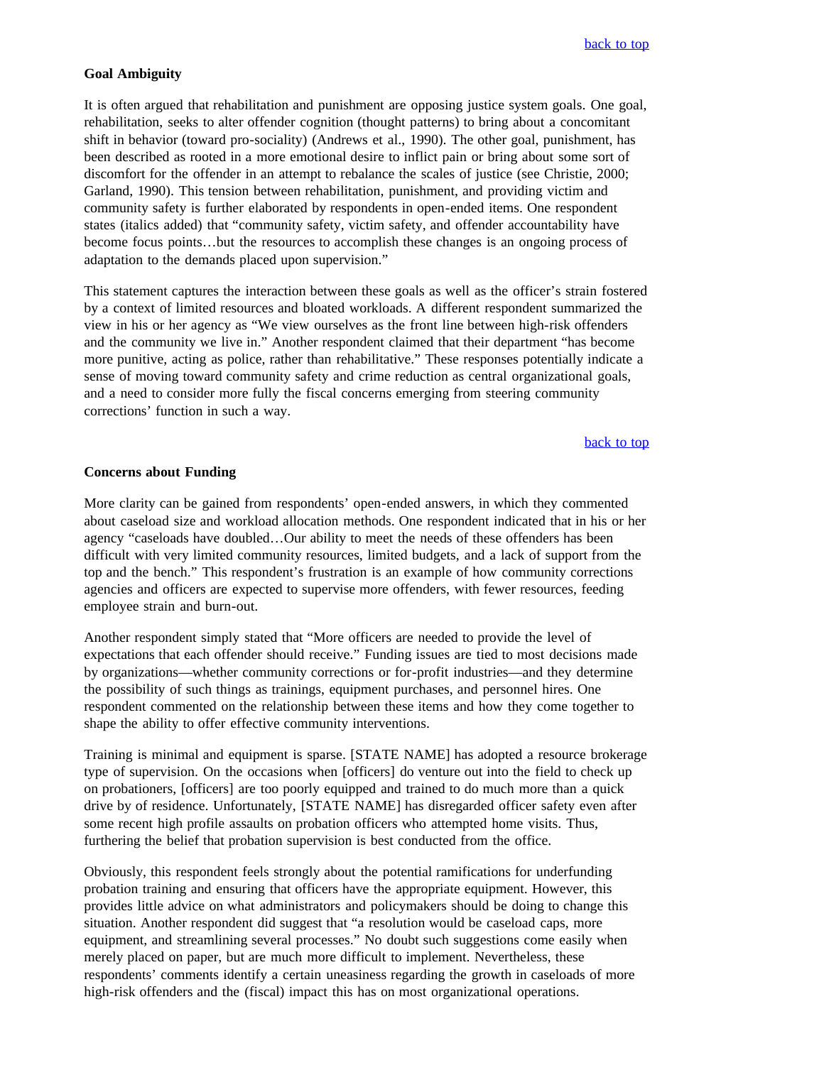### Goal Ambiguity

It is often argued that rehabilitation and punishment are opposing justice system goals. One goal, rehabilitation, seeks to alter offender cognition (thought patterns) to bring about a concomitant shift in behavior (toward pro-sociality) (Andrews et al., 1990). The other goal, punishment, has been described as rooted in a more emotional desire to inflict pain or bring about some sort of discomfort for the offender in an attempt to rebalance the scales of justice (see Christie, 2000; Garland, 1990). This tension between rehabilitation, punishment, and providing victim and community safety is further elaborated by respondents in open-ended items. One respondent states (italics added) that "community safety, victim safety, and offender accountability have become focus points…but the resources to accomplish these changes is an ongoing process of adaptation to the demands placed upon supervision."

This statement captures the interaction between these goals as well as the officer's strain fostered by a context of limited resources and bloated workloads. A different respondent summarized the view in his or her agency as "We view ourselves as the front line between high-risk offenders and the community we live in." Another respondent claimed that their department "has become more punitive, acting as police, rather than rehabilitative." These responses potentially indicate a sense of moving toward community safety and crime reduction as central organizational goals, and a need to consider more fully the fiscal concerns emerging from steering community corrections' function in such a way.

### Concerns about Funding

More clarity can be gained from respondents' open-ended answers, in which they commented about caseload size and workload allocation methods. One respondent indicated that in his or her agency "caseloads have doubled…Our ability to meet the needs of these offenders has been difficult with very limited community resources, limited budgets, and a lack of support from the top and the bench." This respondent's frustration is an example of how community corrections agencies and officers are expected to supervise more offenders, with fewer resources, feeding employee strain and burn-out.

Another respondent simply stated that "More officers are needed to provide the level of expectations that each offender should receive." Funding issues are tied to most decisions made by organizations—whether community corrections or for-profit industries—and they determine the possibility of such things as trainings, equipment purchases, and personnel hires. One respondent commented on the relationship between these items and how they come together to shape the ability to offer effective community interventions.

Training is minimal and equipment is sparse. [STATE NAME] has adopted a resource brokerage type of supervision. On the occasions when [officers] do venture out into the field to check up on probationers, [officers] are too poorly equipped and trained to do much more than a quick drive by of residence. Unfortunately, [STATE NAME] has disregarded officer safety even after some recent high profile assaults on probation officers who attempted home visits. Thus, furthering the belief that probation supervision is best conducted from the office.

Obviously, this respondent feels strongly about the potential ramifications for underfunding probation training and ensuring that officers have the appropriate equipment. However, this provides little advice on what administrators and policymakers should be doing to change this situation. Another respondent did suggest that "a resolution would be caseload caps, more equipment, and streamlining several processes." No doubt such suggestions come easily when merely placed on paper, but are much more difficult to implement. Nevertheless, these respondents' comments identify a certain uneasiness regarding the growth in caseloads of more high-risk offenders and the (fiscal) impact this has on most organizational operations.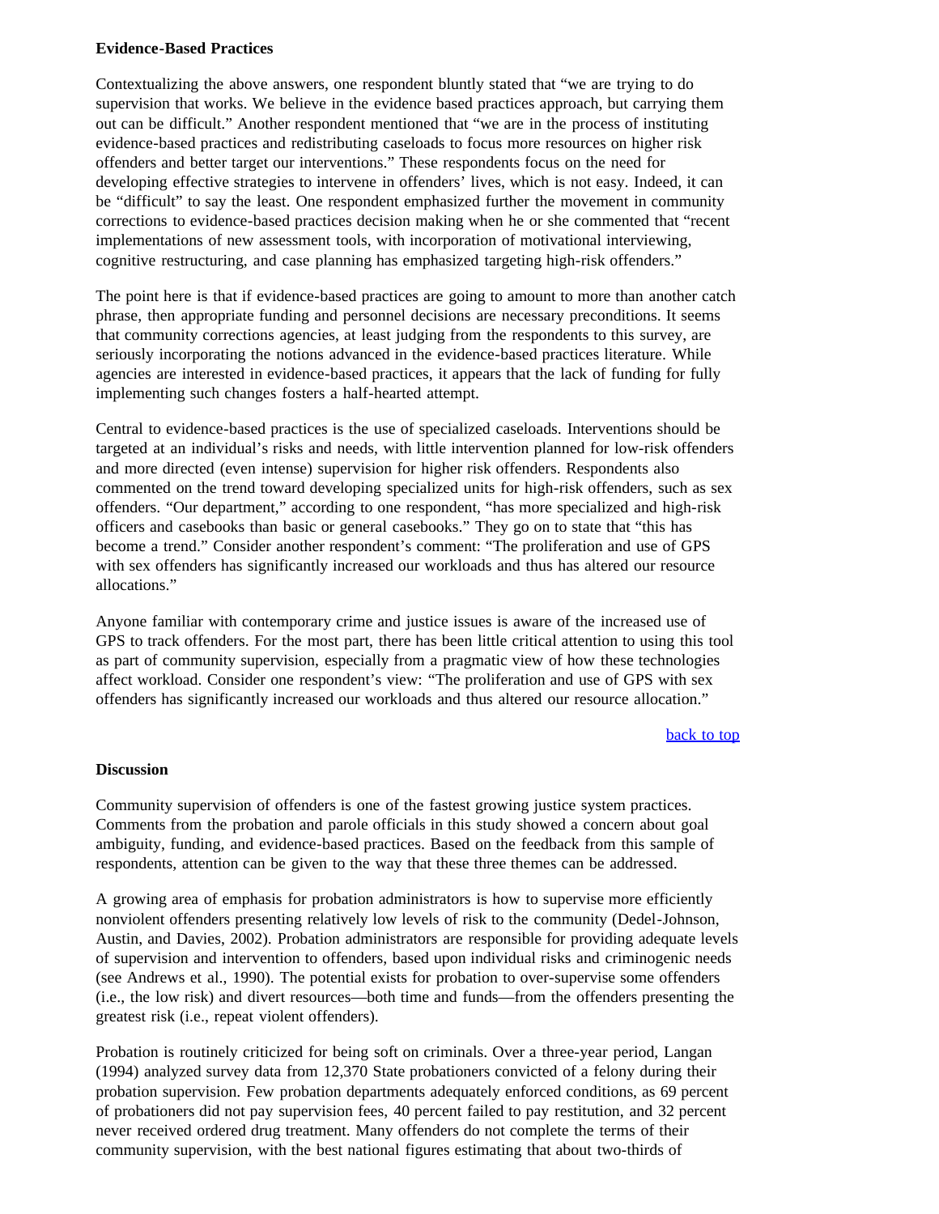**Evidence-Based Practices**

Contextualizing the above answers, one respondent bluntly stated that "we are trying to do supervision that works. We believe in the evidence based practices approach, but carrying them out can be difficult." Another respondent mentioned that "we are in the process of instituting evidence-based practices and redistributing caseloads to focus more resources on higher risk offenders and better target our interventions." These respondents focus on the need for developing effective strategies to intervene in offenders' lives, which is not easy. Indeed, it can be "difficult" to say the least. One respondent emphasized further the movement in community corrections to evidence-based practices decision making when he or she commented that "recent implementations of new assessment tools, with incorporation of motivational interviewing, cognitive restructuring, and case planning has emphasized targeting high-risk offenders."

The point here is that if evidence-based practices are going to amount to more than another catch phrase, then appropriate funding and personnel decisions are necessary preconditions. It seems that community corrections agencies, at least judging from the respondents to this survey, are seriously incorporating the notions advanced in the evidence-based practices literature. While agencies are interested in evidence-based practices, it appears that the lack of funding for fully implementing such changes fosters a half-hearted attempt.

Central to evidence-based practices is the use of specialized caseloads. Interventions should be targeted at an individual's risks and needs, with little intervention planned for low-risk offenders and more directed (even intense) supervision for higher risk offenders. Respondents also commented on the trend toward developing specialized units for high-risk offenders, such as sex offenders. "Our department," according to one respondent, "has more specialized and high-risk officers and casebooks than basic or general casebooks." They go on to state that "this has become a trend." Consider another respondent's comment: "The proliferation and use of GPS with sex offenders has significantly increased our workloads and thus has altered our resource allocations."

Anyone familiar with contemporary crime and justice issues is aware of the increased use of GPS to track offenders. For the most part, there has been little critical attention to using this tool as part of community supervision, especially from a pragmatic view of how these technologies affect workload. Consider one respondent's view: "The proliferation and use of GPS with sex offenders has significantly increased our workloads and thus altered our resource allocation."

back to top

**Discussion**

Community supervision of offenders is one of the fastest growing justice system practices. Comments from the probation and parole officials in this study showed a concern about goal ambiguity, funding, and evidence-based practices. Based on the feedback from this sample of respondents, attention can be given to the way that these three themes can be addressed.

A growing area of emphasis for probation administrators is how to supervise more efficiently nonviolent offenders presenting relatively low levels of risk to the community (Dedel-Johnson, Austin, and Davies, 2002). Probation administrators are responsible for providing adequate levels of supervision and intervention to offenders, based upon individual risks and criminogenic needs (see Andrews et al., 1990). The potential exists for probation to over-supervise some offenders (i.e., the low risk) and divert resources—both time and funds—from the offenders presenting the greatest risk (i.e., repeat violent offenders).

Probation is routinely criticized for being soft on criminals. Over a three-year period, Langan (1994) analyzed survey data from 12,370 State probationers convicted of a felony during their probation supervision. Few probation departments adequately enforced conditions, as 69 percent of probationers did not pay supervision fees, 40 percent failed to pay restitution, and 32 percent never received ordered drug treatment. Many offenders do not complete the terms of their community supervision, with the best national figures estimating that about two-thirds of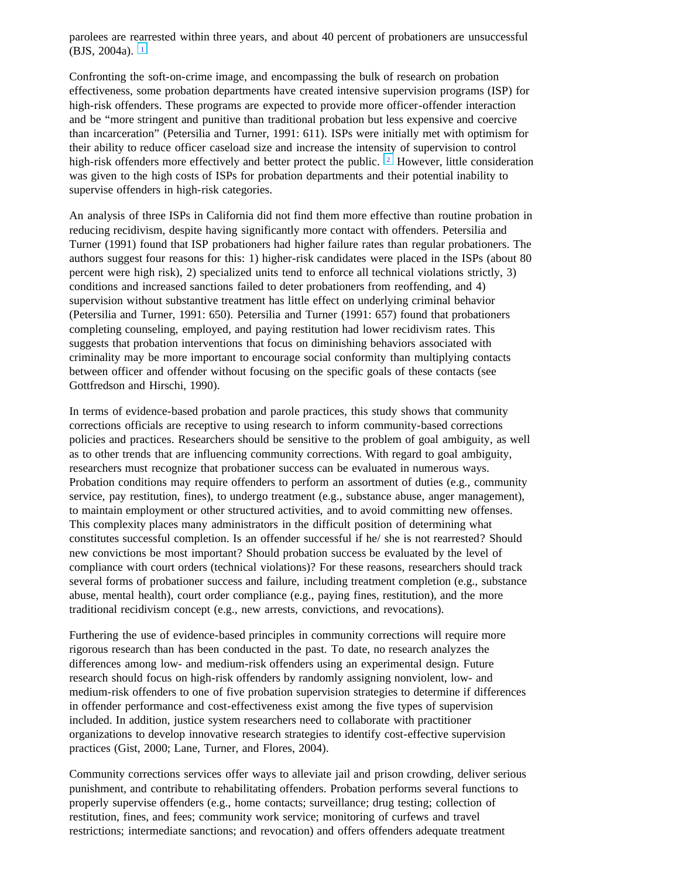parolees are rearrested within three years, and about 40 percent of probationers are unsuccessful (BJS, 2004a). [1]

Confronting the soft-on-crime image, and encompassing the bulk of research on probation effectiveness, some probation departments have created intensive supervision programs (ISP) for high-risk offenders. These programs are expected to provide more officer-offender interaction and be "more stringent and punitive than traditional probation but less expensive and coercive than incarceration" (Petersilia and Turner, 1991: 611). ISPs were initially met with optimism for their ability to reduce officer caseload size and increase the intensity of supervision to control high-risk offenders more effectively and better protect the public. [2] However, little consideration was given to the high costs of ISPs for probation departments and their potential inability to supervise offenders in high-risk categories.

An analysis of three ISPs in California did not find them more effective than routine probation in reducing recidivism, despite having significantly more contact with offenders. Petersilia and Turner (1991) found that ISP probationers had higher failure rates than regular probationers. The authors suggest four reasons for this: 1) higher-risk candidates were placed in the ISPs (about 80 percent were high risk), 2) specialized units tend to enforce all technical violations strictly, 3) conditions and increased sanctions failed to deter probationers from reoffending, and 4) supervision without substantive treatment has little effect on underlying criminal behavior (Petersilia and Turner, 1991: 650). Petersilia and Turner (1991: 657) found that probationers completing counseling, employed, and paying restitution had lower recidivism rates. This suggests that probation interventions that focus on diminishing behaviors associated with criminality may be more important to encourage social conformity than multiplying contacts between officer and offender without focusing on the specific goals of these contacts (see Gottfredson and Hirschi, 1990).

In terms of evidence-based probation and parole practices, this study shows that community corrections officials are receptive to using research to inform community-based corrections policies and practices. Researchers should be sensitive to the problem of goal ambiguity, as well as to other trends that are influencing community corrections. With regard to goal ambiguity, researchers must recognize that probationer success can be evaluated in numerous ways. Probation conditions may require offenders to perform an assortment of duties (e.g., community service, pay restitution, fines), to undergo treatment (e.g., substance abuse, anger management), to maintain employment or other structured activities, and to avoid committing new offenses. This complexity places many administrators in the difficult position of determining what constitutes successful completion. Is an offender successful if he/ she is not rearrested? Should new convictions be most important? Should probation success be evaluated by the level of compliance with court orders (technical violations)? For these reasons, researchers should track several forms of probationer success and failure, including treatment completion (e.g., substance abuse, mental health), court order compliance (e.g., paying fines, restitution), and the more traditional recidivism concept (e.g., new arrests, convictions, and revocations).

Furthering the use of evidence-based principles in community corrections will require more rigorous research than has been conducted in the past. To date, no research analyzes the differences among low- and medium-risk offenders using an experimental design. Future research should focus on high-risk offenders by randomly assigning nonviolent, low- and medium-risk offenders to one of five probation supervision strategies to determine if differences in offender performance and cost-effectiveness exist among the five types of supervision included. In addition, justice system researchers need to collaborate with practitioner organizations to develop innovative research strategies to identify cost-effective supervision practices (Gist, 2000; Lane, Turner, and Flores, 2004).

Community corrections services offer ways to alleviate jail and prison crowding, deliver serious punishment, and contribute to rehabilitating offenders. Probation performs several functions to properly supervise offenders (e.g., home contacts; surveillance; drug testing; collection of restitution, fines, and fees; community work service; monitoring of curfews and travel restrictions; intermediate sanctions; and revocation) and offers offenders adequate treatment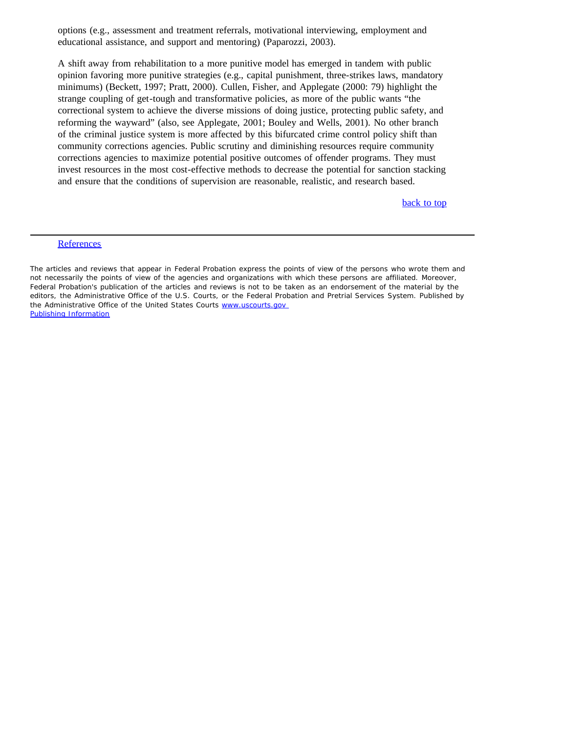options (e.g., assessment and treatment referrals, motivational interviewing, employment and educational assistance, and support and mentoring) (Paparozzi, 2003).

A shift away from rehabilitation to a more punitive model has emerged in tandem with public opinion favoring more punitive strategies (e.g., capital punishment, three-strikes laws, mandatory minimums) (Beckett, 1997; Pratt, 2000). Cullen, Fisher, and Applegate (2000: 79) highlight the strange coupling of get-tough and transformative policies, as more of the public wants "the correctional system to achieve the diverse missions of doing justice, protecting public safety, and reforming the wayward" (also, see Applegate, 2001; Bouley and Wells, 2001). No other branch of the criminal justice system is more affected by this bifurcated crime control policy shift than community corrections agencies. Public scrutiny and diminishing resources require community corrections agencies to maximize potential positive outcomes of offender programs. They must invest resources in the most cost-effective methods to decrease the potential for sanction stacking and ensure that the conditions of supervision are reasonable, realistic, and research based.

back to top

---

References

The articles and reviews that appear in Federal Probation express the points of view of the persons who wrote them and not necessarily the points of view of the agencies and organizations with which these persons are affiliated. Moreover, Federal Probation's publication of the articles and reviews is not to be taken as an endorsement of the material by the editors, the Administrative Office of the U.S. Courts, or the Federal Probation and Pretrial Services System. Published by the Administrative Office of the United States Courts www.uscourts.gov
Publishing Information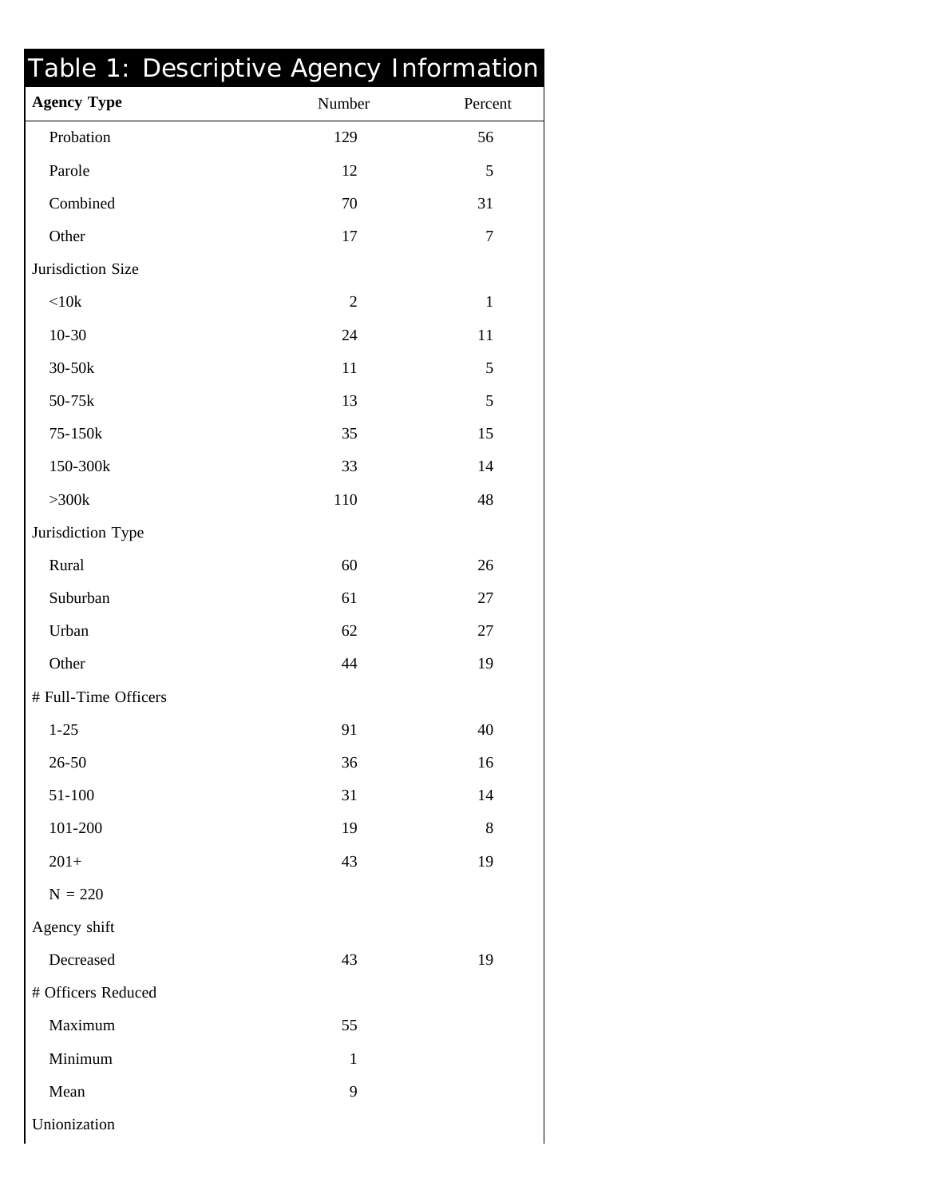## Table 1: Descriptive Agency Information

| **Agency Type** | Number | Percent |
|---|---|---|
| Probation | 129 | 56 |
| Parole | 12 | 5 |
| Combined | 70 | 31 |
| Other | 17 | 7 |
| Jurisdiction Size | | |
| <10k | 2 | 1 |
| 10-30 | 24 | 11 |
| 30-50k | 11 | 5 |
| 50-75k | 13 | 5 |
| 75-150k | 35 | 15 |
| 150-300k | 33 | 14 |
| >300k | 110 | 48 |
| Jurisdiction Type | | |
| Rural | 60 | 26 |
| Suburban | 61 | 27 |
| Urban | 62 | 27 |
| Other | 44 | 19 |
| # Full-Time Officers | | |
| 1-25 | 91 | 40 |
| 26-50 | 36 | 16 |
| 51-100 | 31 | 14 |
| 101-200 | 19 | 8 |
| 201+ | 43 | 19 |
| N = 220 | | |
| Agency shift | | |
| Decreased | 43 | 19 |
| # Officers Reduced | | |
| Maximum | 55 | |
| Minimum | 1 | |
| Mean | 9 | |
| Unionization | | |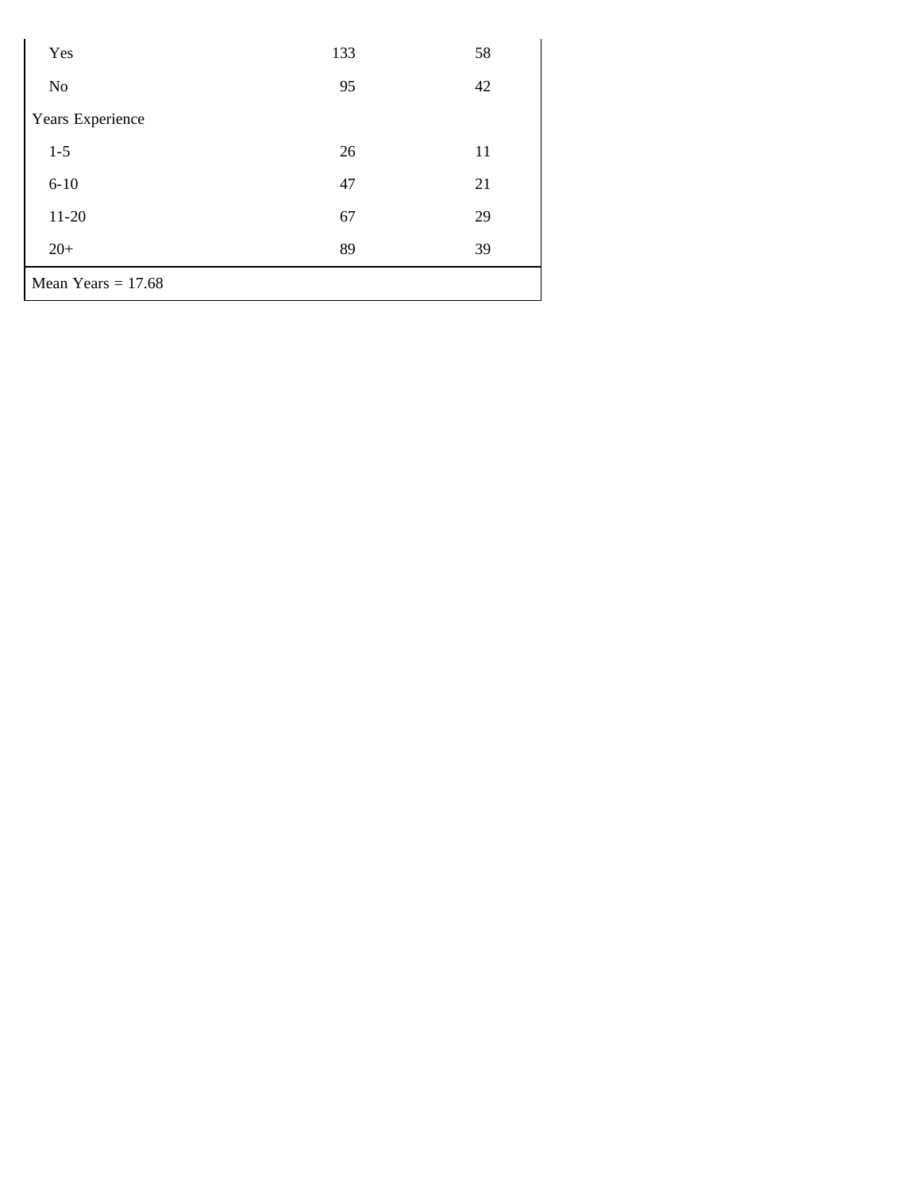| | | |
|---|---|---|
| Yes | 133 | 58 |
| No | 95 | 42 |
| Years Experience | | |
| 1-5 | 26 | 11 |
| 6-10 | 47 | 21 |
| 11-20 | 67 | 29 |
| 20+ | 89 | 39 |
| Mean Years = 17.68 | | |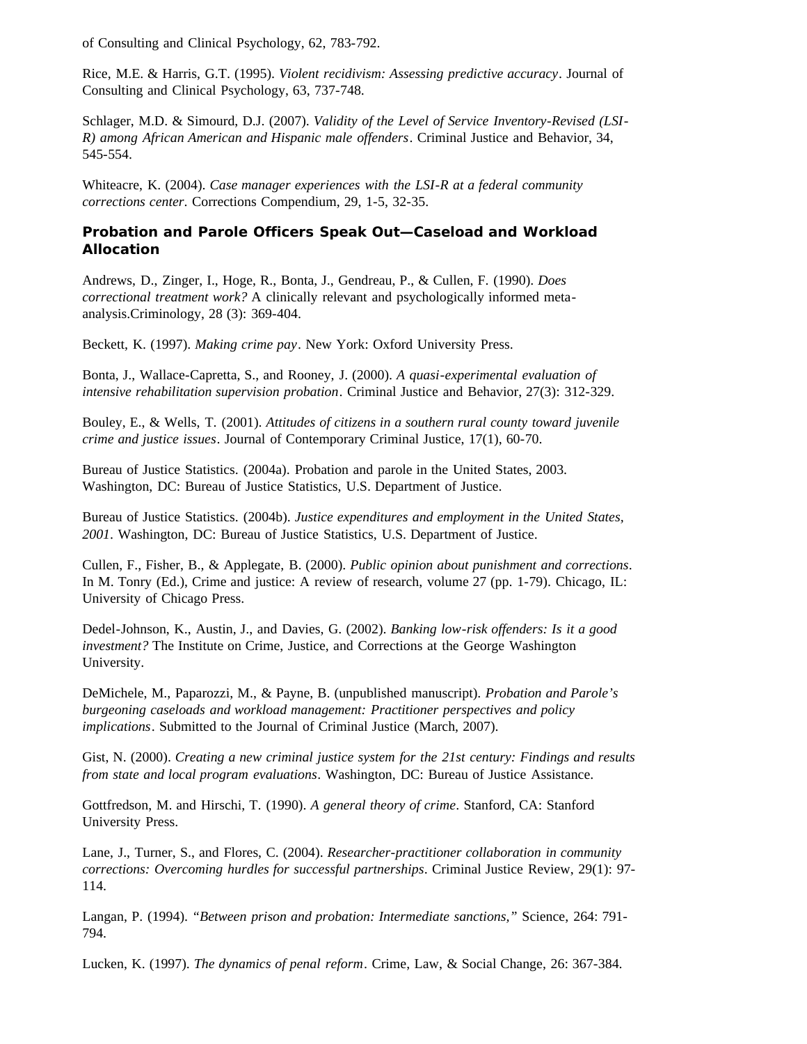of Consulting and Clinical Psychology, 62, 783-792.

Rice, M.E. & Harris, G.T. (1995). *Violent recidivism: Assessing predictive accuracy*. Journal of Consulting and Clinical Psychology, 63, 737-748.

Schlager, M.D. & Simourd, D.J. (2007). *Validity of the Level of Service Inventory-Revised (LSI-R) among African American and Hispanic male offenders*. Criminal Justice and Behavior, 34, 545-554.

Whiteacre, K. (2004). *Case manager experiences with the LSI-R at a federal community corrections center*. Corrections Compendium, 29, 1-5, 32-35.

### Probation and Parole Officers Speak Out—Caseload and Workload Allocation

Andrews, D., Zinger, I., Hoge, R., Bonta, J., Gendreau, P., & Cullen, F. (1990). *Does correctional treatment work?* A clinically relevant and psychologically informed meta-analysis.Criminology, 28 (3): 369-404.

Beckett, K. (1997). *Making crime pay*. New York: Oxford University Press.

Bonta, J., Wallace-Capretta, S., and Rooney, J. (2000). *A quasi-experimental evaluation of intensive rehabilitation supervision probation*. Criminal Justice and Behavior, 27(3): 312-329.

Bouley, E., & Wells, T. (2001). *Attitudes of citizens in a southern rural county toward juvenile crime and justice issues*. Journal of Contemporary Criminal Justice, 17(1), 60-70.

Bureau of Justice Statistics. (2004a). Probation and parole in the United States, 2003. Washington, DC: Bureau of Justice Statistics, U.S. Department of Justice.

Bureau of Justice Statistics. (2004b). *Justice expenditures and employment in the United States, 2001*. Washington, DC: Bureau of Justice Statistics, U.S. Department of Justice.

Cullen, F., Fisher, B., & Applegate, B. (2000). *Public opinion about punishment and corrections*. In M. Tonry (Ed.), Crime and justice: A review of research, volume 27 (pp. 1-79). Chicago, IL: University of Chicago Press.

Dedel-Johnson, K., Austin, J., and Davies, G. (2002). *Banking low-risk offenders: Is it a good investment?* The Institute on Crime, Justice, and Corrections at the George Washington University.

DeMichele, M., Paparozzi, M., & Payne, B. (unpublished manuscript). *Probation and Parole's burgeoning caseloads and workload management: Practitioner perspectives and policy implications*. Submitted to the Journal of Criminal Justice (March, 2007).

Gist, N. (2000). *Creating a new criminal justice system for the 21st century: Findings and results from state and local program evaluations*. Washington, DC: Bureau of Justice Assistance.

Gottfredson, M. and Hirschi, T. (1990). *A general theory of crime*. Stanford, CA: Stanford University Press.

Lane, J., Turner, S., and Flores, C. (2004). *Researcher-practitioner collaboration in community corrections: Overcoming hurdles for successful partnerships*. Criminal Justice Review, 29(1): 97-114.

Langan, P. (1994). *"Between prison and probation: Intermediate sanctions,"* Science, 264: 791-794.

Lucken, K. (1997). *The dynamics of penal reform*. Crime, Law, & Social Change, 26: 367-384.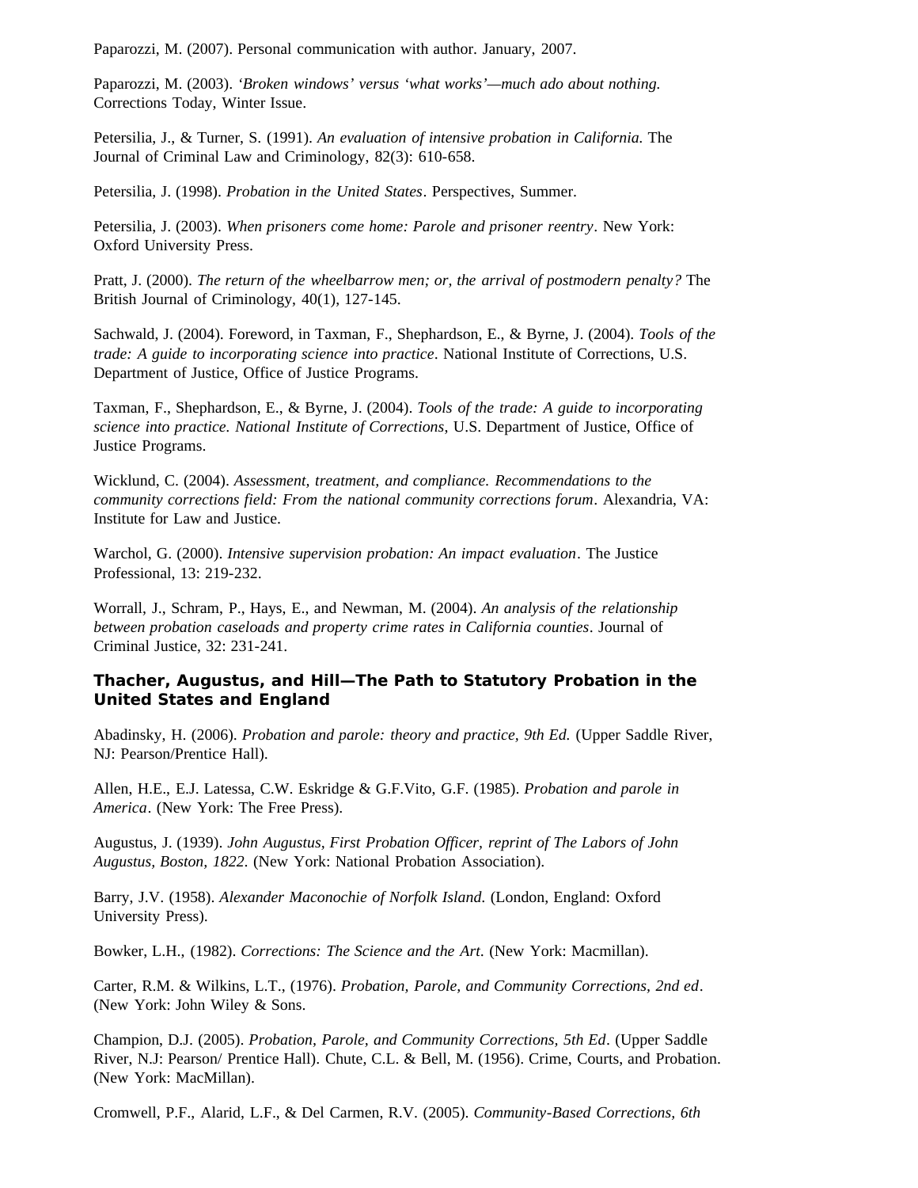Paparozzi, M. (2007). Personal communication with author. January, 2007.

Paparozzi, M. (2003). *'Broken windows' versus 'what works'—much ado about nothing.* Corrections Today, Winter Issue.

Petersilia, J., & Turner, S. (1991). *An evaluation of intensive probation in California.* The Journal of Criminal Law and Criminology, 82(3): 610-658.

Petersilia, J. (1998). *Probation in the United States*. Perspectives, Summer.

Petersilia, J. (2003). *When prisoners come home: Parole and prisoner reentry*. New York: Oxford University Press.

Pratt, J. (2000). *The return of the wheelbarrow men; or, the arrival of postmodern penalty?* The British Journal of Criminology, 40(1), 127-145.

Sachwald, J. (2004). Foreword, in Taxman, F., Shephardson, E., & Byrne, J. (2004). *Tools of the trade: A guide to incorporating science into practice*. National Institute of Corrections, U.S. Department of Justice, Office of Justice Programs.

Taxman, F., Shephardson, E., & Byrne, J. (2004). *Tools of the trade: A guide to incorporating science into practice. National Institute of Corrections*, U.S. Department of Justice, Office of Justice Programs.

Wicklund, C. (2004). *Assessment, treatment, and compliance. Recommendations to the community corrections field: From the national community corrections forum*. Alexandria, VA: Institute for Law and Justice.

Warchol, G. (2000). *Intensive supervision probation: An impact evaluation*. The Justice Professional, 13: 219-232.

Worrall, J., Schram, P., Hays, E., and Newman, M. (2004). *An analysis of the relationship between probation caseloads and property crime rates in California counties*. Journal of Criminal Justice, 32: 231-241.

### Thacher, Augustus, and Hill—The Path to Statutory Probation in the United States and England

Abadinsky, H. (2006). *Probation and parole: theory and practice, 9th Ed.* (Upper Saddle River, NJ: Pearson/Prentice Hall).

Allen, H.E., E.J. Latessa, C.W. Eskridge & G.F.Vito, G.F. (1985). *Probation and parole in America*. (New York: The Free Press).

Augustus, J. (1939). *John Augustus, First Probation Officer, reprint of The Labors of John Augustus, Boston, 1822.* (New York: National Probation Association).

Barry, J.V. (1958). *Alexander Maconochie of Norfolk Island.* (London, England: Oxford University Press).

Bowker, L.H., (1982). *Corrections: The Science and the Art.* (New York: Macmillan).

Carter, R.M. & Wilkins, L.T., (1976). *Probation, Parole, and Community Corrections, 2nd ed*. (New York: John Wiley & Sons.

Champion, D.J. (2005). *Probation, Parole, and Community Corrections, 5th Ed*. (Upper Saddle River, N.J: Pearson/ Prentice Hall). Chute, C.L. & Bell, M. (1956). Crime, Courts, and Probation. (New York: MacMillan).

Cromwell, P.F., Alarid, L.F., & Del Carmen, R.V. (2005). *Community-Based Corrections, 6th*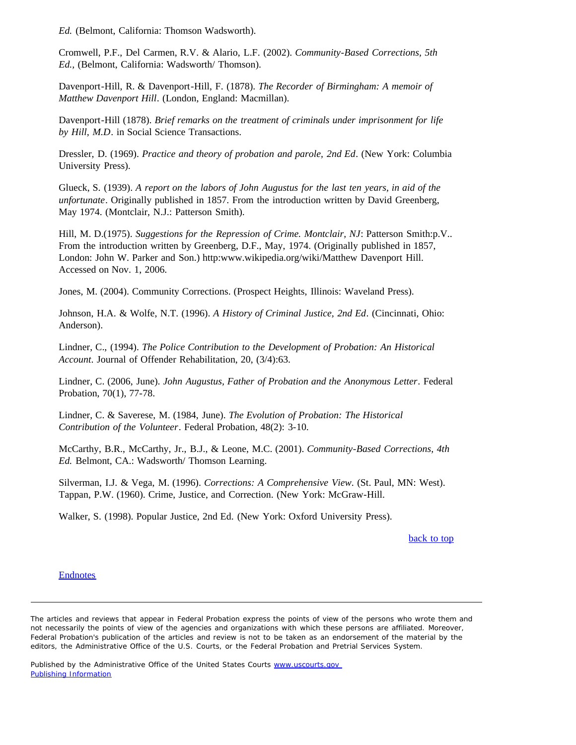*Ed.* (Belmont, California: Thomson Wadsworth).

Cromwell, P.F., Del Carmen, R.V. & Alario, L.F. (2002). *Community-Based Corrections, 5th Ed.,* (Belmont, California: Wadsworth/ Thomson).

Davenport-Hill, R. & Davenport-Hill, F. (1878). *The Recorder of Birmingham: A memoir of Matthew Davenport Hill*. (London, England: Macmillan).

Davenport-Hill (1878). *Brief remarks on the treatment of criminals under imprisonment for life by Hill, M.D*. in Social Science Transactions.

Dressler, D. (1969). *Practice and theory of probation and parole, 2nd Ed*. (New York: Columbia University Press).

Glueck, S. (1939). *A report on the labors of John Augustus for the last ten years, in aid of the unfortunate*. Originally published in 1857. From the introduction written by David Greenberg, May 1974. (Montclair, N.J.: Patterson Smith).

Hill, M. D.(1975). *Suggestions for the Repression of Crime. Montclair, NJ*: Patterson Smith:p.V.. From the introduction written by Greenberg, D.F., May, 1974. (Originally published in 1857, London: John W. Parker and Son.) http:www.wikipedia.org/wiki/Matthew Davenport Hill. Accessed on Nov. 1, 2006.

Jones, M. (2004). Community Corrections. (Prospect Heights, Illinois: Waveland Press).

Johnson, H.A. & Wolfe, N.T. (1996). *A History of Criminal Justice, 2nd Ed*. (Cincinnati, Ohio: Anderson).

Lindner, C., (1994). *The Police Contribution to the Development of Probation: An Historical Account*. Journal of Offender Rehabilitation, 20, (3/4):63.

Lindner, C. (2006, June). *John Augustus, Father of Probation and the Anonymous Letter*. Federal Probation, 70(1), 77-78.

Lindner, C. & Saverese, M. (1984, June). *The Evolution of Probation: The Historical Contribution of the Volunteer*. Federal Probation, 48(2): 3-10.

McCarthy, B.R., McCarthy, Jr., B.J., & Leone, M.C. (2001). *Community-Based Corrections, 4th Ed.* Belmont, CA.: Wadsworth/ Thomson Learning.

Silverman, I.J. & Vega, M. (1996). *Corrections: A Comprehensive View*. (St. Paul, MN: West). Tappan, P.W. (1960). Crime, Justice, and Correction. (New York: McGraw-Hill.

Walker, S. (1998). Popular Justice, 2nd Ed. (New York: Oxford University Press).

back to top

Endnotes

---

The articles and reviews that appear in Federal Probation express the points of view of the persons who wrote them and not necessarily the points of view of the agencies and organizations with which these persons are affiliated. Moreover, Federal Probation's publication of the articles and review is not to be taken as an endorsement of the material by the editors, the Administrative Office of the U.S. Courts, or the Federal Probation and Pretrial Services System.

Published by the Administrative Office of the United States Courts www.uscourts.gov
Publishing Information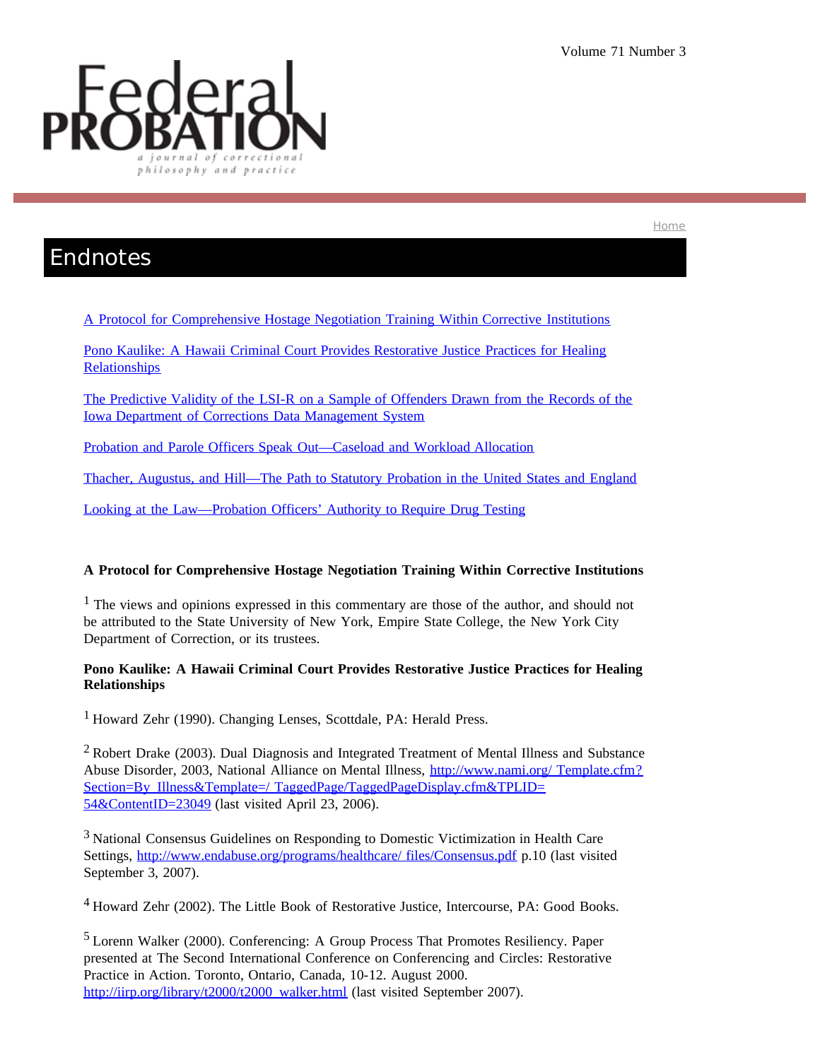# Endnotes

[A Protocol for Comprehensive Hostage Negotiation Training Within Corrective Institutions]

[Pono Kaulike: A Hawaii Criminal Court Provides Restorative Justice Practices for Healing Relationships]

[The Predictive Validity of the LSI-R on a Sample of Offenders Drawn from the Records of the Iowa Department of Corrections Data Management System]

[Probation and Parole Officers Speak Out—Caseload and Workload Allocation]

[Thacher, Augustus, and Hill—The Path to Statutory Probation in the United States and England]

[Looking at the Law—Probation Officers' Authority to Require Drug Testing]

**A Protocol for Comprehensive Hostage Negotiation Training Within Corrective Institutions**

[1] The views and opinions expressed in this commentary are those of the author, and should not be attributed to the State University of New York, Empire State College, the New York City Department of Correction, or its trustees.

**Pono Kaulike: A Hawaii Criminal Court Provides Restorative Justice Practices for Healing Relationships**

[1] Howard Zehr (1990). Changing Lenses, Scottdale, PA: Herald Press.

[2] Robert Drake (2003). Dual Diagnosis and Integrated Treatment of Mental Illness and Substance Abuse Disorder, 2003, National Alliance on Mental Illness, http://www.nami.org/ Template.cfm?Section=By_Illness&Template=/ TaggedPage/TaggedPageDisplay.cfm&TPLID=54&ContentID=23049 (last visited April 23, 2006).

[3] National Consensus Guidelines on Responding to Domestic Victimization in Health Care Settings, http://www.endabuse.org/programs/healthcare/ files/Consensus.pdf p.10 (last visited September 3, 2007).

[4] Howard Zehr (2002). The Little Book of Restorative Justice, Intercourse, PA: Good Books.

[5] Lorenn Walker (2000). Conferencing: A Group Process That Promotes Resiliency. Paper presented at The Second International Conference on Conferencing and Circles: Restorative Practice in Action. Toronto, Ontario, Canada, 10-12. August 2000. http://iirp.org/library/t2000/t2000_walker.html (last visited September 2007).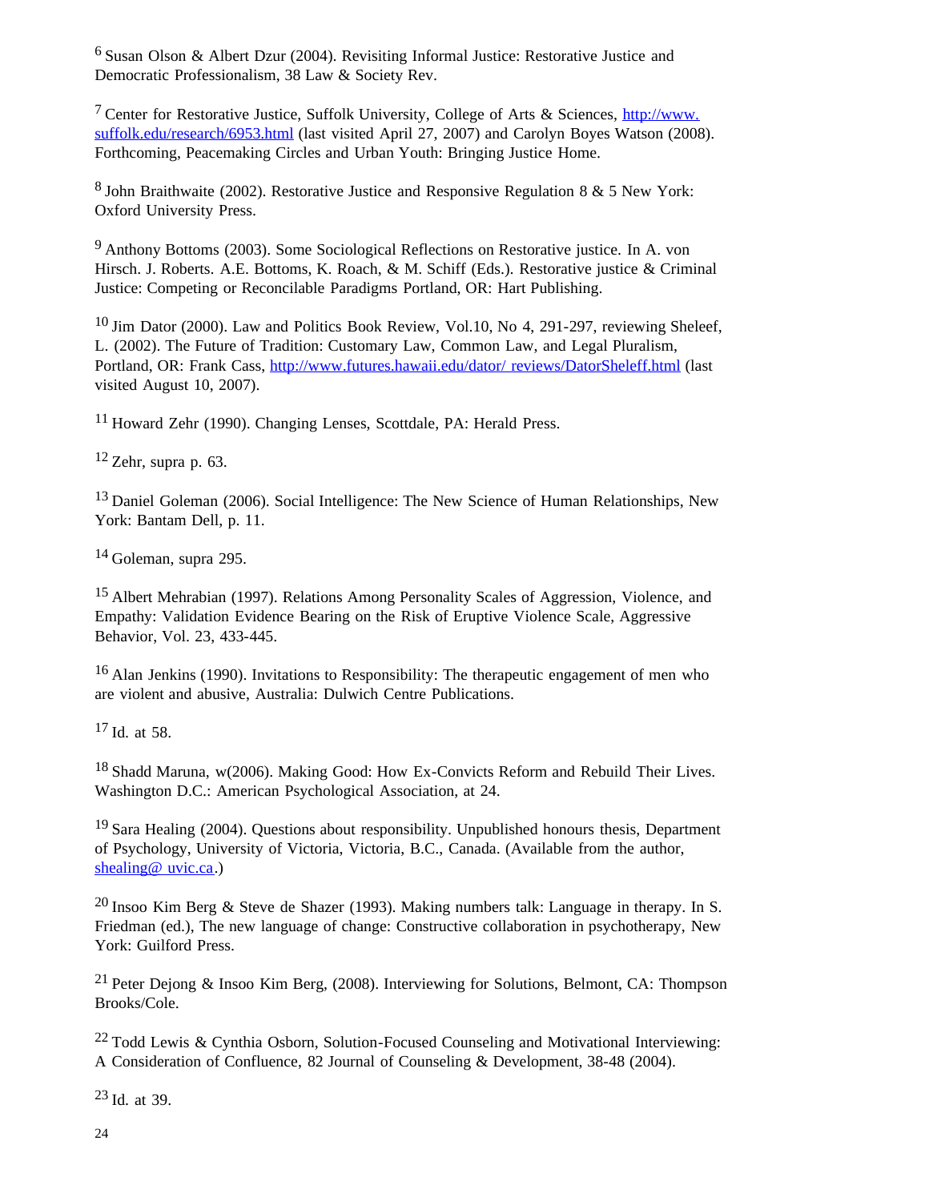[6] Susan Olson & Albert Dzur (2004). Revisiting Informal Justice: Restorative Justice and Democratic Professionalism, 38 Law & Society Rev.

[7] Center for Restorative Justice, Suffolk University, College of Arts & Sciences, http://www.suffolk.edu/research/6953.html (last visited April 27, 2007) and Carolyn Boyes Watson (2008). Forthcoming, Peacemaking Circles and Urban Youth: Bringing Justice Home.

[8] John Braithwaite (2002). Restorative Justice and Responsive Regulation 8 & 5 New York: Oxford University Press.

[9] Anthony Bottoms (2003). Some Sociological Reflections on Restorative justice. In A. von Hirsch. J. Roberts. A.E. Bottoms, K. Roach, & M. Schiff (Eds.). Restorative justice & Criminal Justice: Competing or Reconcilable Paradigms Portland, OR: Hart Publishing.

[10] Jim Dator (2000). Law and Politics Book Review, Vol.10, No 4, 291-297, reviewing Sheleef, L. (2002). The Future of Tradition: Customary Law, Common Law, and Legal Pluralism, Portland, OR: Frank Cass, http://www.futures.hawaii.edu/dator/ reviews/DatorSheleff.html (last visited August 10, 2007).

[11] Howard Zehr (1990). Changing Lenses, Scottdale, PA: Herald Press.

[12] Zehr, supra p. 63.

[13] Daniel Goleman (2006). Social Intelligence: The New Science of Human Relationships, New York: Bantam Dell, p. 11.

[14] Goleman, supra 295.

[15] Albert Mehrabian (1997). Relations Among Personality Scales of Aggression, Violence, and Empathy: Validation Evidence Bearing on the Risk of Eruptive Violence Scale, Aggressive Behavior, Vol. 23, 433-445.

[16] Alan Jenkins (1990). Invitations to Responsibility: The therapeutic engagement of men who are violent and abusive, Australia: Dulwich Centre Publications.

[17] Id. at 58.

[18] Shadd Maruna, w(2006). Making Good: How Ex-Convicts Reform and Rebuild Their Lives. Washington D.C.: American Psychological Association, at 24.

[19] Sara Healing (2004). Questions about responsibility. Unpublished honours thesis, Department of Psychology, University of Victoria, Victoria, B.C., Canada. (Available from the author, shealing@ uvic.ca.)

[20] Insoo Kim Berg & Steve de Shazer (1993). Making numbers talk: Language in therapy. In S. Friedman (ed.), The new language of change: Constructive collaboration in psychotherapy, New York: Guilford Press.

[21] Peter Dejong & Insoo Kim Berg, (2008). Interviewing for Solutions, Belmont, CA: Thompson Brooks/Cole.

[22] Todd Lewis & Cynthia Osborn, Solution-Focused Counseling and Motivational Interviewing: A Consideration of Confluence, 82 Journal of Counseling & Development, 38-48 (2004).

[23] Id. at 39.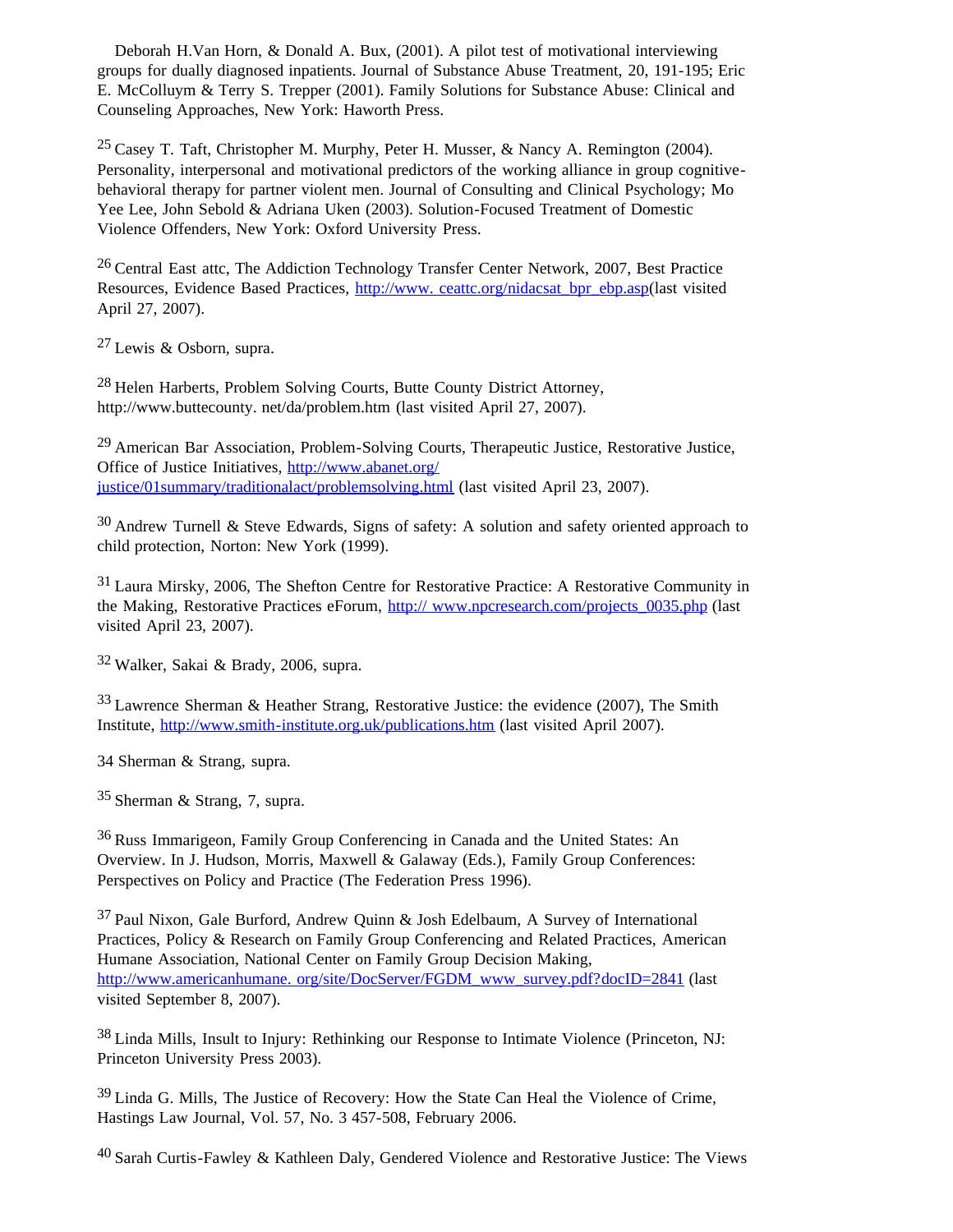Deborah H.Van Horn, & Donald A. Bux, (2001). A pilot test of motivational interviewing groups for dually diagnosed inpatients. Journal of Substance Abuse Treatment, 20, 191-195; Eric E. McColluym & Terry S. Trepper (2001). Family Solutions for Substance Abuse: Clinical and Counseling Approaches, New York: Haworth Press.

[25] Casey T. Taft, Christopher M. Murphy, Peter H. Musser, & Nancy A. Remington (2004). Personality, interpersonal and motivational predictors of the working alliance in group cognitive-behavioral therapy for partner violent men. Journal of Consulting and Clinical Psychology; Mo Yee Lee, John Sebold & Adriana Uken (2003). Solution-Focused Treatment of Domestic Violence Offenders, New York: Oxford University Press.

[26] Central East attc, The Addiction Technology Transfer Center Network, 2007, Best Practice Resources, Evidence Based Practices, http://www. ceattc.org/nidacsat_bpr_ebp.asp(last visited April 27, 2007).

[27] Lewis & Osborn, supra.

[28] Helen Harberts, Problem Solving Courts, Butte County District Attorney, http://www.buttecounty. net/da/problem.htm (last visited April 27, 2007).

[29] American Bar Association, Problem-Solving Courts, Therapeutic Justice, Restorative Justice, Office of Justice Initiatives, http://www.abanet.org/justice/01summary/traditionalact/problemsolving.html (last visited April 23, 2007).

[30] Andrew Turnell & Steve Edwards, Signs of safety: A solution and safety oriented approach to child protection, Norton: New York (1999).

[31] Laura Mirsky, 2006, The Shefton Centre for Restorative Practice: A Restorative Community in the Making, Restorative Practices eForum, http:// www.npcresearch.com/projects_0035.php (last visited April 23, 2007).

[32] Walker, Sakai & Brady, 2006, supra.

[33] Lawrence Sherman & Heather Strang, Restorative Justice: the evidence (2007), The Smith Institute, http://www.smith-institute.org.uk/publications.htm (last visited April 2007).

34 Sherman & Strang, supra.

[35] Sherman & Strang, 7, supra.

[36] Russ Immarigeon, Family Group Conferencing in Canada and the United States: An Overview. In J. Hudson, Morris, Maxwell & Galaway (Eds.), Family Group Conferences: Perspectives on Policy and Practice (The Federation Press 1996).

[37] Paul Nixon, Gale Burford, Andrew Quinn & Josh Edelbaum, A Survey of International Practices, Policy & Research on Family Group Conferencing and Related Practices, American Humane Association, National Center on Family Group Decision Making, http://www.americanhumane. org/site/DocServer/FGDM_www_survey.pdf?docID=2841 (last visited September 8, 2007).

[38] Linda Mills, Insult to Injury: Rethinking our Response to Intimate Violence (Princeton, NJ: Princeton University Press 2003).

[39] Linda G. Mills, The Justice of Recovery: How the State Can Heal the Violence of Crime, Hastings Law Journal, Vol. 57, No. 3 457-508, February 2006.

[40] Sarah Curtis-Fawley & Kathleen Daly, Gendered Violence and Restorative Justice: The Views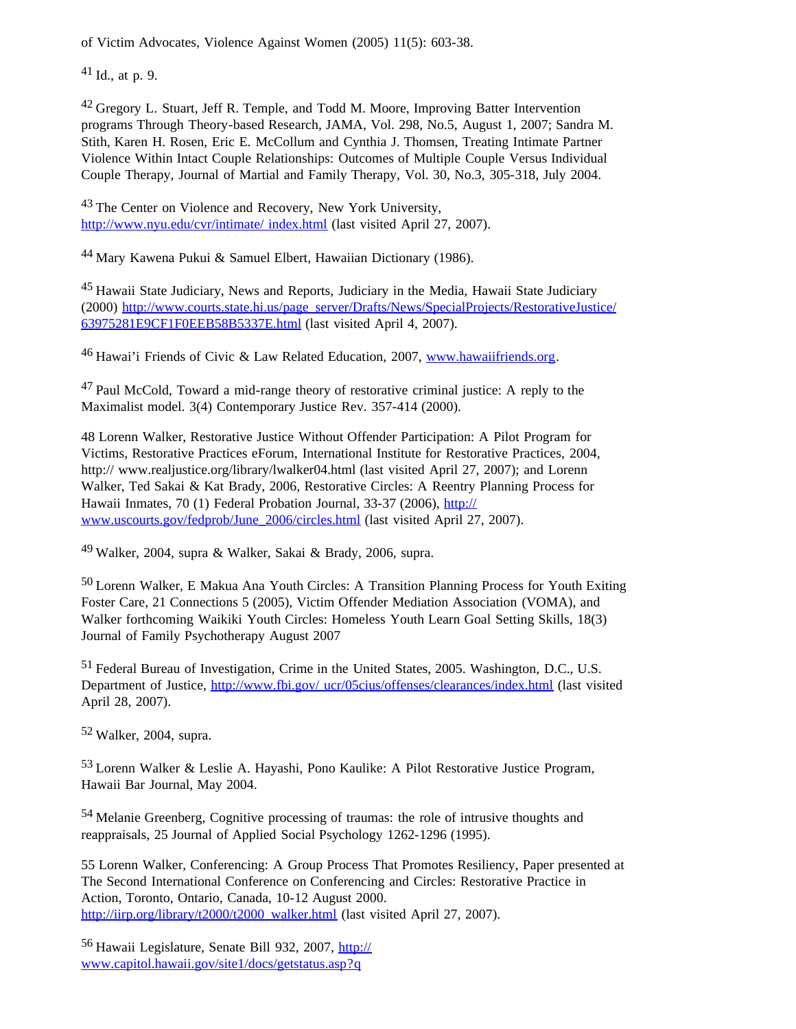of Victim Advocates, Violence Against Women (2005) 11(5): 603-38.

[41] Id., at p. 9.

[42] Gregory L. Stuart, Jeff R. Temple, and Todd M. Moore, Improving Batter Intervention programs Through Theory-based Research, JAMA, Vol. 298, No.5, August 1, 2007; Sandra M. Stith, Karen H. Rosen, Eric E. McCollum and Cynthia J. Thomsen, Treating Intimate Partner Violence Within Intact Couple Relationships: Outcomes of Multiple Couple Versus Individual Couple Therapy, Journal of Martial and Family Therapy, Vol. 30, No.3, 305-318, July 2004.

[43] The Center on Violence and Recovery, New York University, http://www.nyu.edu/cvr/intimate/ index.html (last visited April 27, 2007).

[44] Mary Kawena Pukui & Samuel Elbert, Hawaiian Dictionary (1986).

[45] Hawaii State Judiciary, News and Reports, Judiciary in the Media, Hawaii State Judiciary (2000) http://www.courts.state.hi.us/page_server/Drafts/News/SpecialProjects/RestorativeJustice/63975281E9CF1F0EEB58B5337E.html (last visited April 4, 2007).

[46] Hawai'i Friends of Civic & Law Related Education, 2007, www.hawaiifriends.org.

[47] Paul McCold, Toward a mid-range theory of restorative criminal justice: A reply to the Maximalist model. 3(4) Contemporary Justice Rev. 357-414 (2000).

48 Lorenn Walker, Restorative Justice Without Offender Participation: A Pilot Program for Victims, Restorative Practices eForum, International Institute for Restorative Practices, 2004, http:// www.realjustice.org/library/lwalker04.html (last visited April 27, 2007); and Lorenn Walker, Ted Sakai & Kat Brady, 2006, Restorative Circles: A Reentry Planning Process for Hawaii Inmates, 70 (1) Federal Probation Journal, 33-37 (2006), http:// www.uscourts.gov/fedprob/June_2006/circles.html (last visited April 27, 2007).

[49] Walker, 2004, supra & Walker, Sakai & Brady, 2006, supra.

[50] Lorenn Walker, E Makua Ana Youth Circles: A Transition Planning Process for Youth Exiting Foster Care, 21 Connections 5 (2005), Victim Offender Mediation Association (VOMA), and Walker forthcoming Waikiki Youth Circles: Homeless Youth Learn Goal Setting Skills, 18(3) Journal of Family Psychotherapy August 2007

[51] Federal Bureau of Investigation, Crime in the United States, 2005. Washington, D.C., U.S. Department of Justice, http://www.fbi.gov/ ucr/05cius/offenses/clearances/index.html (last visited April 28, 2007).

[52] Walker, 2004, supra.

[53] Lorenn Walker & Leslie A. Hayashi, Pono Kaulike: A Pilot Restorative Justice Program, Hawaii Bar Journal, May 2004.

[54] Melanie Greenberg, Cognitive processing of traumas: the role of intrusive thoughts and reappraisals, 25 Journal of Applied Social Psychology 1262-1296 (1995).

55 Lorenn Walker, Conferencing: A Group Process That Promotes Resiliency, Paper presented at The Second International Conference on Conferencing and Circles: Restorative Practice in Action, Toronto, Ontario, Canada, 10-12 August 2000. http://iirp.org/library/t2000/t2000_walker.html (last visited April 27, 2007).

[56] Hawaii Legislature, Senate Bill 932, 2007, http:// www.capitol.hawaii.gov/site1/docs/getstatus.asp?q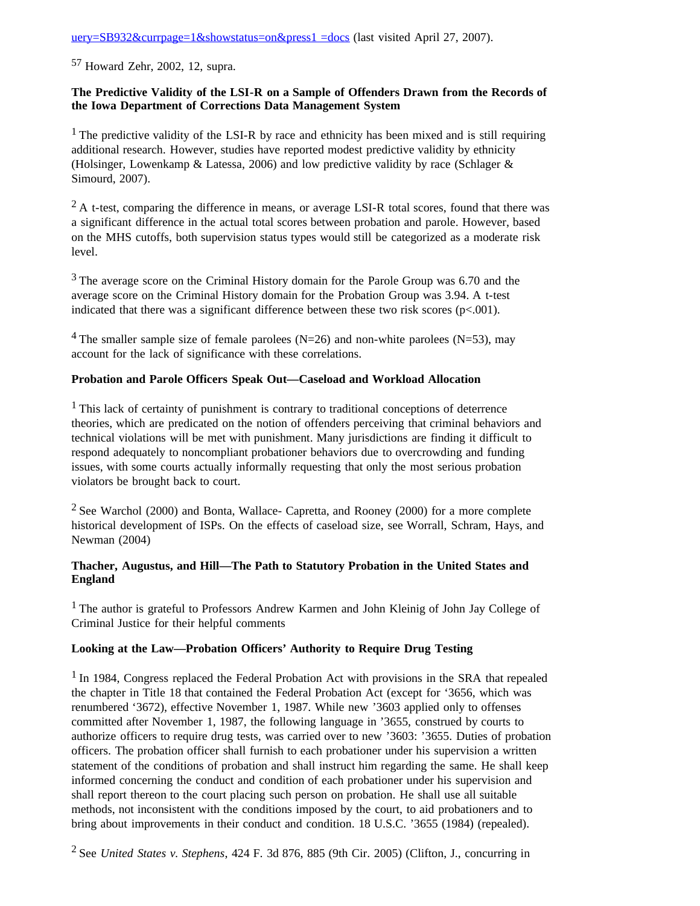uery=SB932&currpage=1&showstatus=on&press1 =docs (last visited April 27, 2007).

[57] Howard Zehr, 2002, 12, supra.

**The Predictive Validity of the LSI-R on a Sample of Offenders Drawn from the Records of the Iowa Department of Corrections Data Management System**

[1] The predictive validity of the LSI-R by race and ethnicity has been mixed and is still requiring additional research. However, studies have reported modest predictive validity by ethnicity (Holsinger, Lowenkamp & Latessa, 2006) and low predictive validity by race (Schlager & Simourd, 2007).

[2] A t-test, comparing the difference in means, or average LSI-R total scores, found that there was a significant difference in the actual total scores between probation and parole. However, based on the MHS cutoffs, both supervision status types would still be categorized as a moderate risk level.

[3] The average score on the Criminal History domain for the Parole Group was 6.70 and the average score on the Criminal History domain for the Probation Group was 3.94. A t-test indicated that there was a significant difference between these two risk scores ($p<.001$).

[4] The smaller sample size of female parolees (N=26) and non-white parolees (N=53), may account for the lack of significance with these correlations.

**Probation and Parole Officers Speak Out—Caseload and Workload Allocation**

[1] This lack of certainty of punishment is contrary to traditional conceptions of deterrence theories, which are predicated on the notion of offenders perceiving that criminal behaviors and technical violations will be met with punishment. Many jurisdictions are finding it difficult to respond adequately to noncompliant probationer behaviors due to overcrowding and funding issues, with some courts actually informally requesting that only the most serious probation violators be brought back to court.

[2] See Warchol (2000) and Bonta, Wallace- Capretta, and Rooney (2000) for a more complete historical development of ISPs. On the effects of caseload size, see Worrall, Schram, Hays, and Newman (2004)

**Thacher, Augustus, and Hill—The Path to Statutory Probation in the United States and England**

[1] The author is grateful to Professors Andrew Karmen and John Kleinig of John Jay College of Criminal Justice for their helpful comments

**Looking at the Law—Probation Officers' Authority to Require Drug Testing**

[1] In 1984, Congress replaced the Federal Probation Act with provisions in the SRA that repealed the chapter in Title 18 that contained the Federal Probation Act (except for '3656, which was renumbered '3672), effective November 1, 1987. While new '3603 applied only to offenses committed after November 1, 1987, the following language in '3655, construed by courts to authorize officers to require drug tests, was carried over to new '3603: '3655. Duties of probation officers. The probation officer shall furnish to each probationer under his supervision a written statement of the conditions of probation and shall instruct him regarding the same. He shall keep informed concerning the conduct and condition of each probationer under his supervision and shall report thereon to the court placing such person on probation. He shall use all suitable methods, not inconsistent with the conditions imposed by the court, to aid probationers and to bring about improvements in their conduct and condition. 18 U.S.C. '3655 (1984) (repealed).

[2] See *United States v. Stephens*, 424 F. 3d 876, 885 (9th Cir. 2005) (Clifton, J., concurring in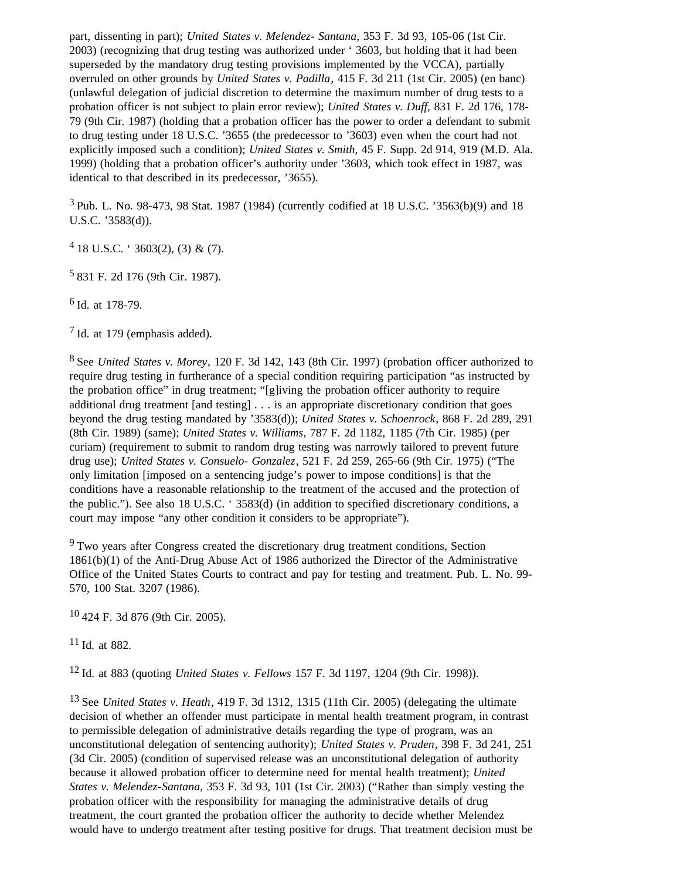part, dissenting in part); *United States v. Melendez- Santana*, 353 F. 3d 93, 105-06 (1st Cir. 2003) (recognizing that drug testing was authorized under ' 3603, but holding that it had been superseded by the mandatory drug testing provisions implemented by the VCCA), partially overruled on other grounds by *United States v. Padilla*, 415 F. 3d 211 (1st Cir. 2005) (en banc) (unlawful delegation of judicial discretion to determine the maximum number of drug tests to a probation officer is not subject to plain error review); *United States v. Duff*, 831 F. 2d 176, 178-79 (9th Cir. 1987) (holding that a probation officer has the power to order a defendant to submit to drug testing under 18 U.S.C. '3655 (the predecessor to '3603) even when the court had not explicitly imposed such a condition); *United States v. Smith*, 45 F. Supp. 2d 914, 919 (M.D. Ala. 1999) (holding that a probation officer's authority under '3603, which took effect in 1987, was identical to that described in its predecessor, '3655).

[3] Pub. L. No. 98-473, 98 Stat. 1987 (1984) (currently codified at 18 U.S.C. '3563(b)(9) and 18 U.S.C. '3583(d)).

[4] 18 U.S.C. ' 3603(2), (3) & (7).

[5] 831 F. 2d 176 (9th Cir. 1987).

[6] Id. at 178-79.

[7] Id. at 179 (emphasis added).

[8] See *United States v. Morey*, 120 F. 3d 142, 143 (8th Cir. 1997) (probation officer authorized to require drug testing in furtherance of a special condition requiring participation "as instructed by the probation office" in drug treatment; "[g]iving the probation officer authority to require additional drug treatment [and testing] . . . is an appropriate discretionary condition that goes beyond the drug testing mandated by '3583(d)); *United States v. Schoenrock*, 868 F. 2d 289, 291 (8th Cir. 1989) (same); *United States v. Williams*, 787 F. 2d 1182, 1185 (7th Cir. 1985) (per curiam) (requirement to submit to random drug testing was narrowly tailored to prevent future drug use); *United States v. Consuelo- Gonzalez*, 521 F. 2d 259, 265-66 (9th Cir. 1975) ("The only limitation [imposed on a sentencing judge's power to impose conditions] is that the conditions have a reasonable relationship to the treatment of the accused and the protection of the public."). See also 18 U.S.C. ' 3583(d) (in addition to specified discretionary conditions, a court may impose "any other condition it considers to be appropriate").

[9] Two years after Congress created the discretionary drug treatment conditions, Section 1861(b)(1) of the Anti-Drug Abuse Act of 1986 authorized the Director of the Administrative Office of the United States Courts to contract and pay for testing and treatment. Pub. L. No. 99-570, 100 Stat. 3207 (1986).

[10] 424 F. 3d 876 (9th Cir. 2005).

[11] Id. at 882.

[12] Id. at 883 (quoting *United States v. Fellows* 157 F. 3d 1197, 1204 (9th Cir. 1998)).

[13] See *United States v. Heath*, 419 F. 3d 1312, 1315 (11th Cir. 2005) (delegating the ultimate decision of whether an offender must participate in mental health treatment program, in contrast to permissible delegation of administrative details regarding the type of program, was an unconstitutional delegation of sentencing authority); *United States v. Pruden*, 398 F. 3d 241, 251 (3d Cir. 2005) (condition of supervised release was an unconstitutional delegation of authority because it allowed probation officer to determine need for mental health treatment); *United States v. Melendez-Santana*, 353 F. 3d 93, 101 (1st Cir. 2003) ("Rather than simply vesting the probation officer with the responsibility for managing the administrative details of drug treatment, the court granted the probation officer the authority to decide whether Melendez would have to undergo treatment after testing positive for drugs. That treatment decision must be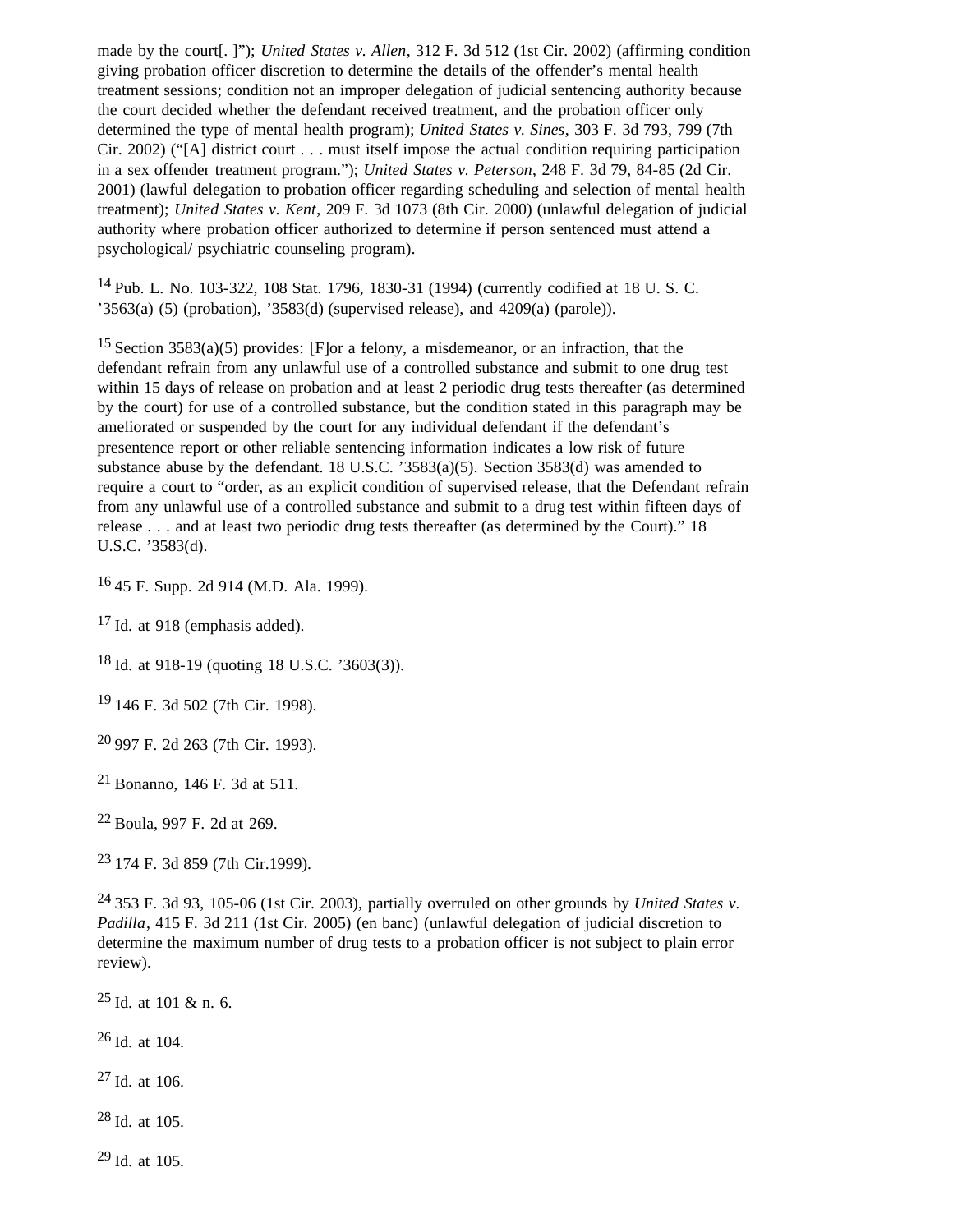made by the court[. ]"); *United States v. Allen*, 312 F. 3d 512 (1st Cir. 2002) (affirming condition giving probation officer discretion to determine the details of the offender's mental health treatment sessions; condition not an improper delegation of judicial sentencing authority because the court decided whether the defendant received treatment, and the probation officer only determined the type of mental health program); *United States v. Sines*, 303 F. 3d 793, 799 (7th Cir. 2002) ("[A] district court . . . must itself impose the actual condition requiring participation in a sex offender treatment program."); *United States v. Peterson*, 248 F. 3d 79, 84-85 (2d Cir. 2001) (lawful delegation to probation officer regarding scheduling and selection of mental health treatment); *United States v. Kent*, 209 F. 3d 1073 (8th Cir. 2000) (unlawful delegation of judicial authority where probation officer authorized to determine if person sentenced must attend a psychological/ psychiatric counseling program).

[14] Pub. L. No. 103-322, 108 Stat. 1796, 1830-31 (1994) (currently codified at 18 U. S. C. '3563(a) (5) (probation), '3583(d) (supervised release), and 4209(a) (parole)).

[15] Section 3583(a)(5) provides: [F]or a felony, a misdemeanor, or an infraction, that the defendant refrain from any unlawful use of a controlled substance and submit to one drug test within 15 days of release on probation and at least 2 periodic drug tests thereafter (as determined by the court) for use of a controlled substance, but the condition stated in this paragraph may be ameliorated or suspended by the court for any individual defendant if the defendant's presentence report or other reliable sentencing information indicates a low risk of future substance abuse by the defendant. 18 U.S.C. '3583(a)(5). Section 3583(d) was amended to require a court to "order, as an explicit condition of supervised release, that the Defendant refrain from any unlawful use of a controlled substance and submit to a drug test within fifteen days of release . . . and at least two periodic drug tests thereafter (as determined by the Court)." 18 U.S.C. '3583(d).

[16] 45 F. Supp. 2d 914 (M.D. Ala. 1999).

[17] Id. at 918 (emphasis added).

[18] Id. at 918-19 (quoting 18 U.S.C. '3603(3)).

[19] 146 F. 3d 502 (7th Cir. 1998).

[20] 997 F. 2d 263 (7th Cir. 1993).

[21] Bonanno, 146 F. 3d at 511.

[22] Boula, 997 F. 2d at 269.

[23] 174 F. 3d 859 (7th Cir.1999).

[24] 353 F. 3d 93, 105-06 (1st Cir. 2003), partially overruled on other grounds by *United States v. Padilla*, 415 F. 3d 211 (1st Cir. 2005) (en banc) (unlawful delegation of judicial discretion to determine the maximum number of drug tests to a probation officer is not subject to plain error review).

[25] Id. at 101 & n. 6.

[26] Id. at 104.

[27] Id. at 106.

[28] Id. at 105.

[29] Id. at 105.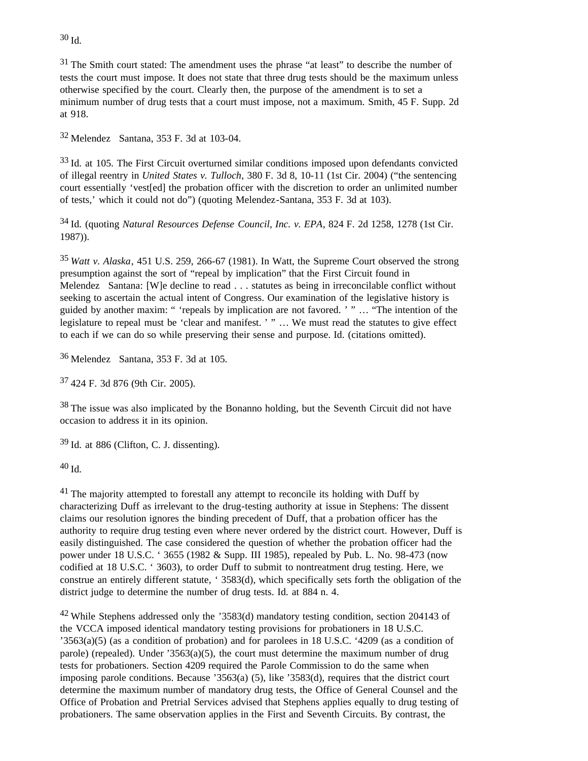[30] Id.

[31] The Smith court stated: The amendment uses the phrase "at least" to describe the number of tests the court must impose. It does not state that three drug tests should be the maximum unless otherwise specified by the court. Clearly then, the purpose of the amendment is to set a minimum number of drug tests that a court must impose, not a maximum. Smith, 45 F. Supp. 2d at 918.

[32] Melendez Santana, 353 F. 3d at 103-04.

[33] Id. at 105. The First Circuit overturned similar conditions imposed upon defendants convicted of illegal reentry in *United States v. Tulloch*, 380 F. 3d 8, 10-11 (1st Cir. 2004) ("the sentencing court essentially 'vest[ed] the probation officer with the discretion to order an unlimited number of tests,' which it could not do") (quoting Melendez-Santana, 353 F. 3d at 103).

[34] Id. (quoting *Natural Resources Defense Council, Inc. v. EPA*, 824 F. 2d 1258, 1278 (1st Cir. 1987)).

[35] *Watt v. Alaska*, 451 U.S. 259, 266-67 (1981). In Watt, the Supreme Court observed the strong presumption against the sort of "repeal by implication" that the First Circuit found in Melendez Santana: [W]e decline to read . . . statutes as being in irreconcilable conflict without seeking to ascertain the actual intent of Congress. Our examination of the legislative history is guided by another maxim: " 'repeals by implication are not favored. ' " … "The intention of the legislature to repeal must be 'clear and manifest. ' " … We must read the statutes to give effect to each if we can do so while preserving their sense and purpose. Id. (citations omitted).

[36] Melendez Santana, 353 F. 3d at 105.

[37] 424 F. 3d 876 (9th Cir. 2005).

[38] The issue was also implicated by the Bonanno holding, but the Seventh Circuit did not have occasion to address it in its opinion.

[39] Id. at 886 (Clifton, C. J. dissenting).

[40] Id.

[41] The majority attempted to forestall any attempt to reconcile its holding with Duff by characterizing Duff as irrelevant to the drug-testing authority at issue in Stephens: The dissent claims our resolution ignores the binding precedent of Duff, that a probation officer has the authority to require drug testing even where never ordered by the district court. However, Duff is easily distinguished. The case considered the question of whether the probation officer had the power under 18 U.S.C. ' 3655 (1982 & Supp. III 1985), repealed by Pub. L. No. 98-473 (now codified at 18 U.S.C. ' 3603), to order Duff to submit to nontreatment drug testing. Here, we construe an entirely different statute, ' 3583(d), which specifically sets forth the obligation of the district judge to determine the number of drug tests. Id. at 884 n. 4.

[42] While Stephens addressed only the '3583(d) mandatory testing condition, section 204143 of the VCCA imposed identical mandatory testing provisions for probationers in 18 U.S.C. '3563(a)(5) (as a condition of probation) and for parolees in 18 U.S.C. '4209 (as a condition of parole) (repealed). Under '3563(a)(5), the court must determine the maximum number of drug tests for probationers. Section 4209 required the Parole Commission to do the same when imposing parole conditions. Because '3563(a) (5), like '3583(d), requires that the district court determine the maximum number of mandatory drug tests, the Office of General Counsel and the Office of Probation and Pretrial Services advised that Stephens applies equally to drug testing of probationers. The same observation applies in the First and Seventh Circuits. By contrast, the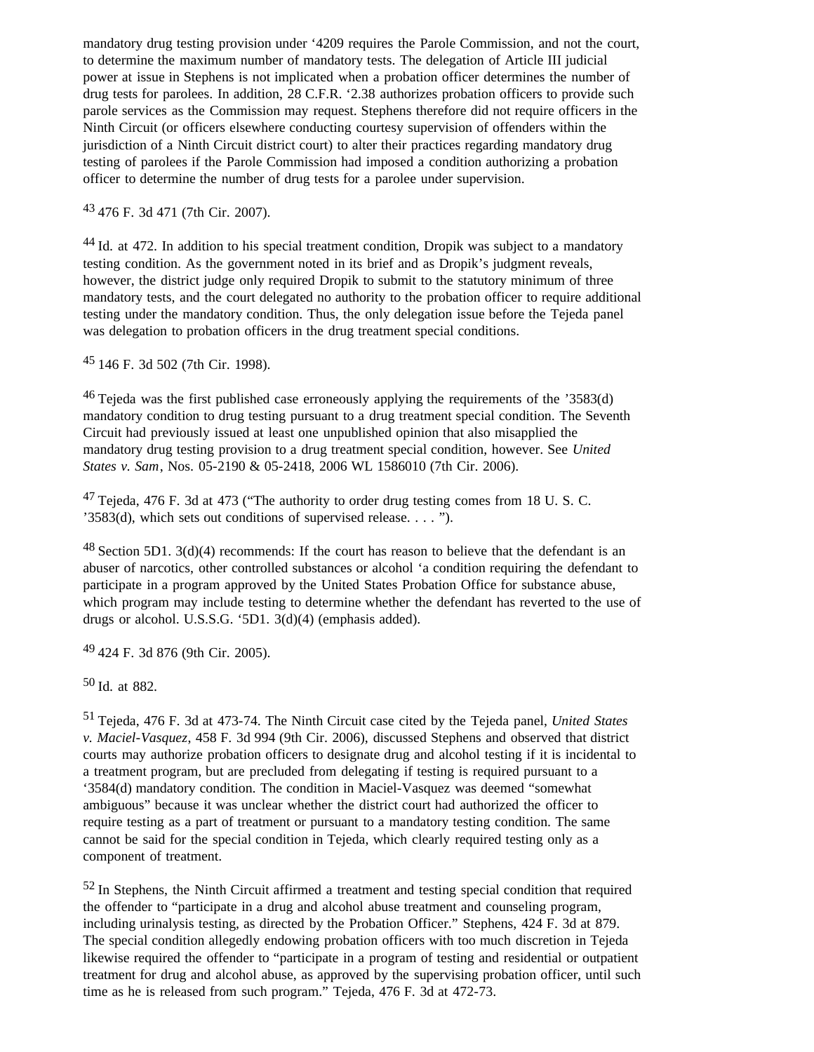mandatory drug testing provision under '4209 requires the Parole Commission, and not the court, to determine the maximum number of mandatory tests. The delegation of Article III judicial power at issue in Stephens is not implicated when a probation officer determines the number of drug tests for parolees. In addition, 28 C.F.R. '2.38 authorizes probation officers to provide such parole services as the Commission may request. Stephens therefore did not require officers in the Ninth Circuit (or officers elsewhere conducting courtesy supervision of offenders within the jurisdiction of a Ninth Circuit district court) to alter their practices regarding mandatory drug testing of parolees if the Parole Commission had imposed a condition authorizing a probation officer to determine the number of drug tests for a parolee under supervision.

[43] 476 F. 3d 471 (7th Cir. 2007).

[44] Id. at 472. In addition to his special treatment condition, Dropik was subject to a mandatory testing condition. As the government noted in its brief and as Dropik's judgment reveals, however, the district judge only required Dropik to submit to the statutory minimum of three mandatory tests, and the court delegated no authority to the probation officer to require additional testing under the mandatory condition. Thus, the only delegation issue before the Tejeda panel was delegation to probation officers in the drug treatment special conditions.

[45] 146 F. 3d 502 (7th Cir. 1998).

[46] Tejeda was the first published case erroneously applying the requirements of the '3583(d) mandatory condition to drug testing pursuant to a drug treatment special condition. The Seventh Circuit had previously issued at least one unpublished opinion that also misapplied the mandatory drug testing provision to a drug treatment special condition, however. See *United States v. Sam*, Nos. 05-2190 & 05-2418, 2006 WL 1586010 (7th Cir. 2006).

[47] Tejeda, 476 F. 3d at 473 ("The authority to order drug testing comes from 18 U. S. C. '3583(d), which sets out conditions of supervised release. . . . ").

[48] Section 5D1. 3(d)(4) recommends: If the court has reason to believe that the defendant is an abuser of narcotics, other controlled substances or alcohol 'a condition requiring the defendant to participate in a program approved by the United States Probation Office for substance abuse, which program may include testing to determine whether the defendant has reverted to the use of drugs or alcohol. U.S.S.G. '5D1. 3(d)(4) (emphasis added).

[49] 424 F. 3d 876 (9th Cir. 2005).

[50] Id. at 882.

[51] Tejeda, 476 F. 3d at 473-74. The Ninth Circuit case cited by the Tejeda panel, *United States v. Maciel-Vasquez*, 458 F. 3d 994 (9th Cir. 2006), discussed Stephens and observed that district courts may authorize probation officers to designate drug and alcohol testing if it is incidental to a treatment program, but are precluded from delegating if testing is required pursuant to a '3584(d) mandatory condition. The condition in Maciel-Vasquez was deemed "somewhat ambiguous" because it was unclear whether the district court had authorized the officer to require testing as a part of treatment or pursuant to a mandatory testing condition. The same cannot be said for the special condition in Tejeda, which clearly required testing only as a component of treatment.

[52] In Stephens, the Ninth Circuit affirmed a treatment and testing special condition that required the offender to "participate in a drug and alcohol abuse treatment and counseling program, including urinalysis testing, as directed by the Probation Officer." Stephens, 424 F. 3d at 879. The special condition allegedly endowing probation officers with too much discretion in Tejeda likewise required the offender to "participate in a program of testing and residential or outpatient treatment for drug and alcohol abuse, as approved by the supervising probation officer, until such time as he is released from such program." Tejeda, 476 F. 3d at 472-73.